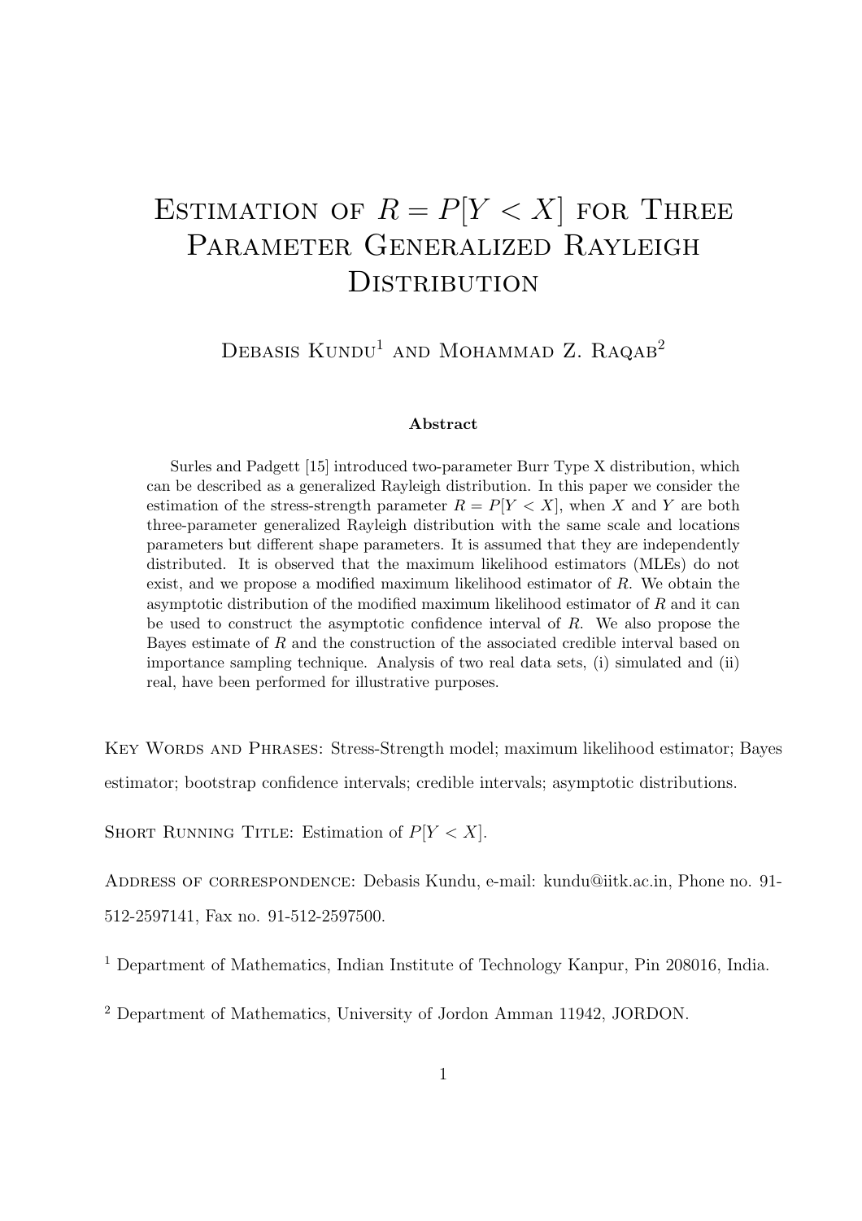# Estimation of $R = P[Y < X]$ for Three Parameter Generalized Rayleigh Distribution

Debasis Kundu[1] and Mohammad Z. Raqab[2]

### Abstract

Surles and Padgett [15] introduced two-parameter Burr Type X distribution, which can be described as a generalized Rayleigh distribution. In this paper we consider the estimation of the stress-strength parameter $R = P[Y < X]$, when $X$ and $Y$ are both three-parameter generalized Rayleigh distribution with the same scale and locations parameters but different shape parameters. It is assumed that they are independently distributed. It is observed that the maximum likelihood estimators (MLEs) do not exist, and we propose a modified maximum likelihood estimator of $R$. We obtain the asymptotic distribution of the modified maximum likelihood estimator of $R$ and it can be used to construct the asymptotic confidence interval of $R$. We also propose the Bayes estimate of $R$ and the construction of the associated credible interval based on importance sampling technique. Analysis of two real data sets, (i) simulated and (ii) real, have been performed for illustrative purposes.

Key Words and Phrases: Stress-Strength model; maximum likelihood estimator; Bayes estimator; bootstrap confidence intervals; credible intervals; asymptotic distributions.

Short Running Title: Estimation of $P[Y < X]$.

Address of correspondence: Debasis Kundu, e-mail: kundu@iitk.ac.in, Phone no. 91-512-2597141, Fax no. 91-512-2597500.

[1] Department of Mathematics, Indian Institute of Technology Kanpur, Pin 208016, India.

[2] Department of Mathematics, University of Jordon Amman 11942, JORDON.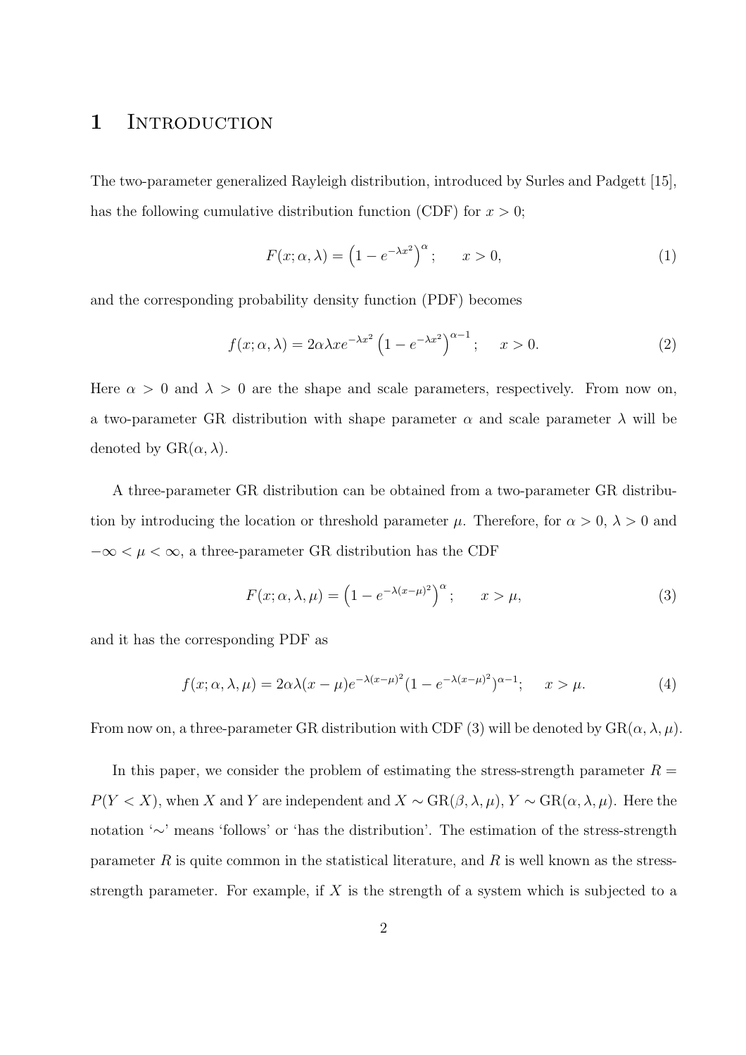# 1 Introduction

The two-parameter generalized Rayleigh distribution, introduced by Surles and Padgett [15], has the following cumulative distribution function (CDF) for $x > 0$;

$$F(x; \alpha, \lambda) = \left(1 - e^{-\lambda x^2}\right)^{\alpha}; \qquad x > 0, \tag{1}$$

and the corresponding probability density function (PDF) becomes

$$f(x; \alpha, \lambda) = 2\alpha\lambda x e^{-\lambda x^2} \left(1 - e^{-\lambda x^2}\right)^{\alpha - 1}; \qquad x > 0. \tag{2}$$

Here $\alpha > 0$ and $\lambda > 0$ are the shape and scale parameters, respectively. From now on, a two-parameter GR distribution with shape parameter $\alpha$ and scale parameter $\lambda$ will be denoted by $\text{GR}(\alpha, \lambda)$.

A three-parameter GR distribution can be obtained from a two-parameter GR distribution by introducing the location or threshold parameter $\mu$. Therefore, for $\alpha > 0$, $\lambda > 0$ and $-\infty < \mu < \infty$, a three-parameter GR distribution has the CDF

$$F(x; \alpha, \lambda, \mu) = \left(1 - e^{-\lambda (x-\mu)^2}\right)^{\alpha}; \qquad x > \mu, \tag{3}$$

and it has the corresponding PDF as

$$f(x; \alpha, \lambda, \mu) = 2\alpha\lambda(x - \mu) e^{-\lambda(x-\mu)^2} (1 - e^{-\lambda(x-\mu)^2})^{\alpha - 1}; \qquad x > \mu. \tag{4}$$

From now on, a three-parameter GR distribution with CDF (3) will be denoted by $\text{GR}(\alpha, \lambda, \mu)$.

In this paper, we consider the problem of estimating the stress-strength parameter $R = P(Y < X)$, when $X$ and $Y$ are independent and $X \sim \text{GR}(\beta, \lambda, \mu)$, $Y \sim \text{GR}(\alpha, \lambda, \mu)$. Here the notation '$\sim$' means 'follows' or 'has the distribution'. The estimation of the stress-strength parameter $R$ is quite common in the statistical literature, and $R$ is well known as the stress-strength parameter. For example, if $X$ is the strength of a system which is subjected to a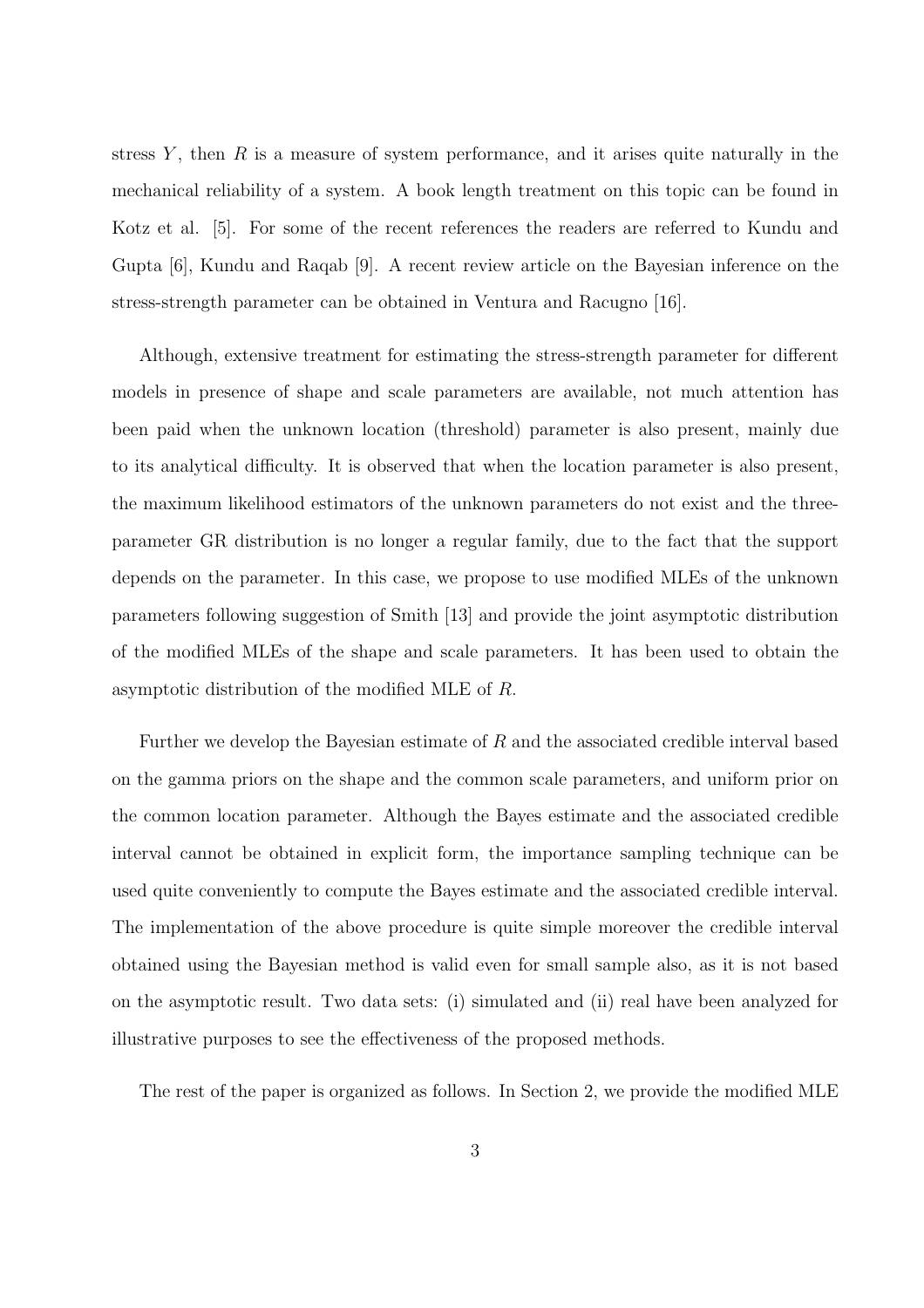stress $Y$, then $R$ is a measure of system performance, and it arises quite naturally in the mechanical reliability of a system. A book length treatment on this topic can be found in Kotz et al. [5]. For some of the recent references the readers are referred to Kundu and Gupta [6], Kundu and Raqab [9]. A recent review article on the Bayesian inference on the stress-strength parameter can be obtained in Ventura and Racugno [16].

Although, extensive treatment for estimating the stress-strength parameter for different models in presence of shape and scale parameters are available, not much attention has been paid when the unknown location (threshold) parameter is also present, mainly due to its analytical difficulty. It is observed that when the location parameter is also present, the maximum likelihood estimators of the unknown parameters do not exist and the three-parameter GR distribution is no longer a regular family, due to the fact that the support depends on the parameter. In this case, we propose to use modified MLEs of the unknown parameters following suggestion of Smith [13] and provide the joint asymptotic distribution of the modified MLEs of the shape and scale parameters. It has been used to obtain the asymptotic distribution of the modified MLE of $R$.

Further we develop the Bayesian estimate of $R$ and the associated credible interval based on the gamma priors on the shape and the common scale parameters, and uniform prior on the common location parameter. Although the Bayes estimate and the associated credible interval cannot be obtained in explicit form, the importance sampling technique can be used quite conveniently to compute the Bayes estimate and the associated credible interval. The implementation of the above procedure is quite simple moreover the credible interval obtained using the Bayesian method is valid even for small sample also, as it is not based on the asymptotic result. Two data sets: (i) simulated and (ii) real have been analyzed for illustrative purposes to see the effectiveness of the proposed methods.

The rest of the paper is organized as follows. In Section 2, we provide the modified MLE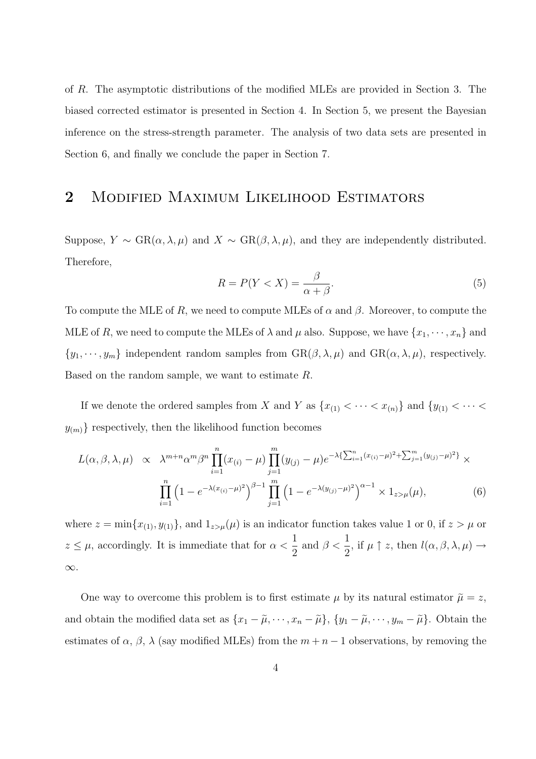of $R$. The asymptotic distributions of the modified MLEs are provided in Section 3. The biased corrected estimator is presented in Section 4. In Section 5, we present the Bayesian inference on the stress-strength parameter. The analysis of two data sets are presented in Section 6, and finally we conclude the paper in Section 7.

## 2 Modified Maximum Likelihood Estimators

Suppose, $Y \sim \text{GR}(\alpha, \lambda, \mu)$ and $X \sim \text{GR}(\beta, \lambda, \mu)$, and they are independently distributed. Therefore,

$$R = P(Y < X) = \frac{\beta}{\alpha + \beta}. \tag{5}$$

To compute the MLE of $R$, we need to compute MLEs of $\alpha$ and $\beta$. Moreover, to compute the MLE of $R$, we need to compute the MLEs of $\lambda$ and $\mu$ also. Suppose, we have $\{x_1, \cdots, x_n\}$ and $\{y_1, \cdots, y_m\}$ independent random samples from $\text{GR}(\beta, \lambda, \mu)$ and $\text{GR}(\alpha, \lambda, \mu)$, respectively. Based on the random sample, we want to estimate $R$.

If we denote the ordered samples from $X$ and $Y$ as $\{x_{(1)} < \cdots < x_{(n)}\}$ and $\{y_{(1)} < \cdots < y_{(m)}\}$ respectively, then the likelihood function becomes

$$\begin{aligned} L(\alpha, \beta, \lambda, \mu) \;\; \propto \;\; & \lambda^{m+n} \alpha^m \beta^n \prod_{i=1}^{n} (x_{(i)} - \mu) \prod_{j=1}^{m} (y_{(j)} - \mu) e^{-\lambda \{\sum_{i=1}^{n} (x_{(i)} - \mu)^2 + \sum_{j=1}^{m} (y_{(j)} - \mu)^2\}} \times \\ & \prod_{i=1}^{n} \left(1 - e^{-\lambda (x_{(i)} - \mu)^2}\right)^{\beta - 1} \prod_{j=1}^{m} \left(1 - e^{-\lambda (y_{(j)} - \mu)^2}\right)^{\alpha - 1} \times 1_{z > \mu}(\mu), \end{aligned} \tag{6}$$

where $z = \min\{x_{(1)}, y_{(1)}\}$, and $1_{z>\mu}(\mu)$ is an indicator function takes value 1 or 0, if $z > \mu$ or $z \le \mu$, accordingly. It is immediate that for $\alpha < \dfrac{1}{2}$ and $\beta < \dfrac{1}{2}$, if $\mu \uparrow z$, then $l(\alpha, \beta, \lambda, \mu) \to \infty$.

One way to overcome this problem is to first estimate $\mu$ by its natural estimator $\widetilde{\mu} = z$, and obtain the modified data set as $\{x_1 - \widetilde{\mu}, \cdots, x_n - \widetilde{\mu}\}$, $\{y_1 - \widetilde{\mu}, \cdots, y_m - \widetilde{\mu}\}$. Obtain the estimates of $\alpha$, $\beta$, $\lambda$ (say modified MLEs) from the $m + n - 1$ observations, by removing the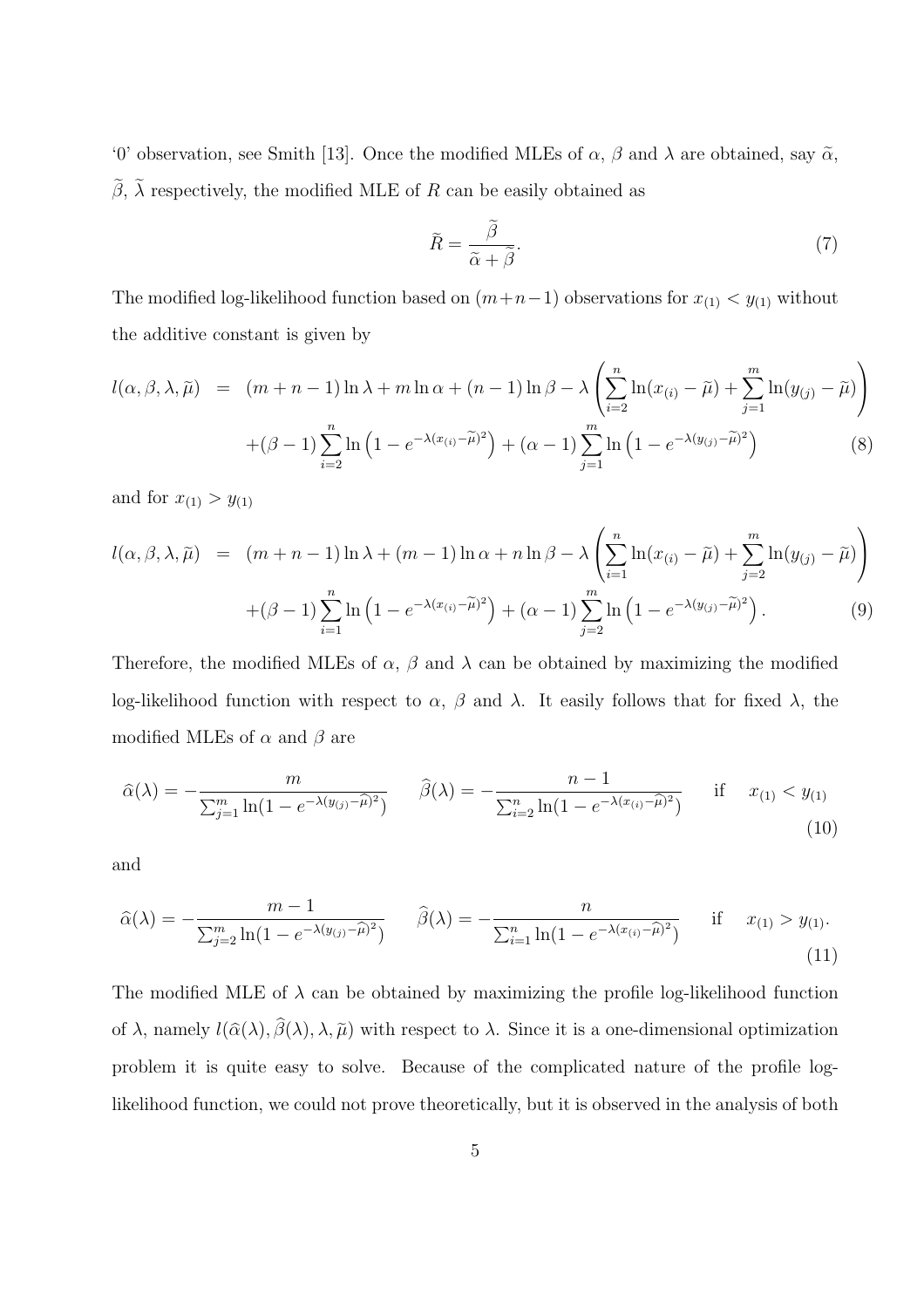'0' observation, see Smith [13]. Once the modified MLEs of $\alpha$, $\beta$ and $\lambda$ are obtained, say $\widetilde{\alpha}$, $\widetilde{\beta}$, $\widetilde{\lambda}$ respectively, the modified MLE of $R$ can be easily obtained as

$$\widetilde{R} = \frac{\widetilde{\beta}}{\widetilde{\alpha} + \widetilde{\beta}}. \tag{7}$$

The modified log-likelihood function based on $(m+n-1)$ observations for $x_{(1)} < y_{(1)}$ without the additive constant is given by

$$\begin{aligned} l(\alpha, \beta, \lambda, \widetilde{\mu}) &= (m+n-1)\ln\lambda + m\ln\alpha + (n-1)\ln\beta - \lambda\left(\sum_{i=2}^{n}\ln(x_{(i)} - \widetilde{\mu}) + \sum_{j=1}^{m}\ln(y_{(j)} - \widetilde{\mu})\right) \\ &\quad + (\beta - 1)\sum_{i=2}^{n}\ln\left(1 - e^{-\lambda(x_{(i)} - \widetilde{\mu})^2}\right) + (\alpha - 1)\sum_{j=1}^{m}\ln\left(1 - e^{-\lambda(y_{(j)} - \widetilde{\mu})^2}\right) \end{aligned} \tag{8}$$

and for $x_{(1)} > y_{(1)}$

$$\begin{aligned} l(\alpha, \beta, \lambda, \widetilde{\mu}) &= (m+n-1)\ln\lambda + (m-1)\ln\alpha + n\ln\beta - \lambda\left(\sum_{i=1}^{n}\ln(x_{(i)} - \widetilde{\mu}) + \sum_{j=2}^{m}\ln(y_{(j)} - \widetilde{\mu})\right) \\ &\quad + (\beta - 1)\sum_{i=1}^{n}\ln\left(1 - e^{-\lambda(x_{(i)} - \widetilde{\mu})^2}\right) + (\alpha - 1)\sum_{j=2}^{m}\ln\left(1 - e^{-\lambda(y_{(j)} - \widetilde{\mu})^2}\right). \end{aligned} \tag{9}$$

Therefore, the modified MLEs of $\alpha$, $\beta$ and $\lambda$ can be obtained by maximizing the modified log-likelihood function with respect to $\alpha$, $\beta$ and $\lambda$. It easily follows that for fixed $\lambda$, the modified MLEs of $\alpha$ and $\beta$ are

$$\widehat{\alpha}(\lambda) = -\frac{m}{\sum_{j=1}^{m}\ln(1 - e^{-\lambda(y_{(j)} - \widehat{\mu})^2})} \qquad \widehat{\beta}(\lambda) = -\frac{n-1}{\sum_{i=2}^{n}\ln(1 - e^{-\lambda(x_{(i)} - \widehat{\mu})^2})} \qquad \text{if} \quad x_{(1)} < y_{(1)} \tag{10}$$

and

$$\widehat{\alpha}(\lambda) = -\frac{m-1}{\sum_{j=2}^{m}\ln(1 - e^{-\lambda(y_{(j)} - \widehat{\mu})^2})} \qquad \widehat{\beta}(\lambda) = -\frac{n}{\sum_{i=1}^{n}\ln(1 - e^{-\lambda(x_{(i)} - \widehat{\mu})^2})} \qquad \text{if} \quad x_{(1)} > y_{(1)}. \tag{11}$$

The modified MLE of $\lambda$ can be obtained by maximizing the profile log-likelihood function of $\lambda$, namely $l(\widehat{\alpha}(\lambda), \widehat{\beta}(\lambda), \lambda, \widetilde{\mu})$ with respect to $\lambda$. Since it is a one-dimensional optimization problem it is quite easy to solve. Because of the complicated nature of the profile log-likelihood function, we could not prove theoretically, but it is observed in the analysis of both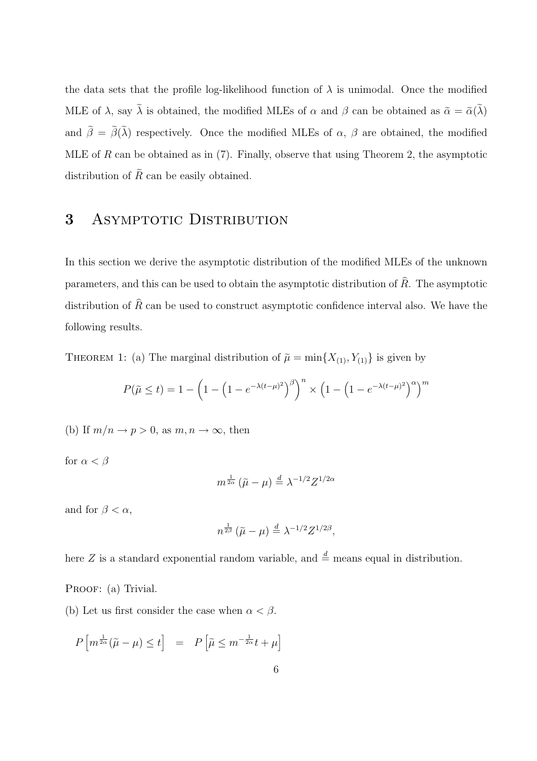the data sets that the profile log-likelihood function of $\lambda$ is unimodal. Once the modified MLE of $\lambda$, say $\widetilde{\lambda}$ is obtained, the modified MLEs of $\alpha$ and $\beta$ can be obtained as $\widetilde{\alpha} = \widetilde{\alpha}(\widetilde{\lambda})$ and $\widetilde{\beta} = \widetilde{\beta}(\widetilde{\lambda})$ respectively. Once the modified MLEs of $\alpha$, $\beta$ are obtained, the modified MLE of $R$ can be obtained as in (7). Finally, observe that using Theorem 2, the asymptotic distribution of $\widetilde{R}$ can be easily obtained.

# 3 Asymptotic Distribution

In this section we derive the asymptotic distribution of the modified MLEs of the unknown parameters, and this can be used to obtain the asymptotic distribution of $\widehat{R}$. The asymptotic distribution of $\widehat{R}$ can be used to construct asymptotic confidence interval also. We have the following results.

Theorem 1: (a) The marginal distribution of $\widetilde{\mu} = \min\{X_{(1)}, Y_{(1)}\}$ is given by

$$P(\widetilde{\mu} \leq t) = 1 - \left(1 - \left(1 - e^{-\lambda(t-\mu)^2}\right)^{\beta}\right)^{n} \times \left(1 - \left(1 - e^{-\lambda(t-\mu)^2}\right)^{\alpha}\right)^{m}$$

(b) If $m/n \rightarrow p > 0$, as $m, n \rightarrow \infty$, then

for $\alpha < \beta$

$$m^{\frac{1}{2\alpha}}\left(\widetilde{\mu} - \mu\right) \stackrel{d}{=} \lambda^{-1/2} Z^{1/2\alpha}$$

and for $\beta < \alpha$,

$$n^{\frac{1}{2\beta}}\left(\widetilde{\mu} - \mu\right) \stackrel{d}{=} \lambda^{-1/2} Z^{1/2\beta},$$

here $Z$ is a standard exponential random variable, and $\stackrel{d}{=}$ means equal in distribution.

Proof: (a) Trivial.

(b) Let us first consider the case when $\alpha < \beta$.

$$P\left[m^{\frac{1}{2\alpha}}(\widetilde{\mu} - \mu) \leq t\right] \quad = \quad P\left[\widetilde{\mu} \leq m^{-\frac{1}{2\alpha}} t + \mu\right]$$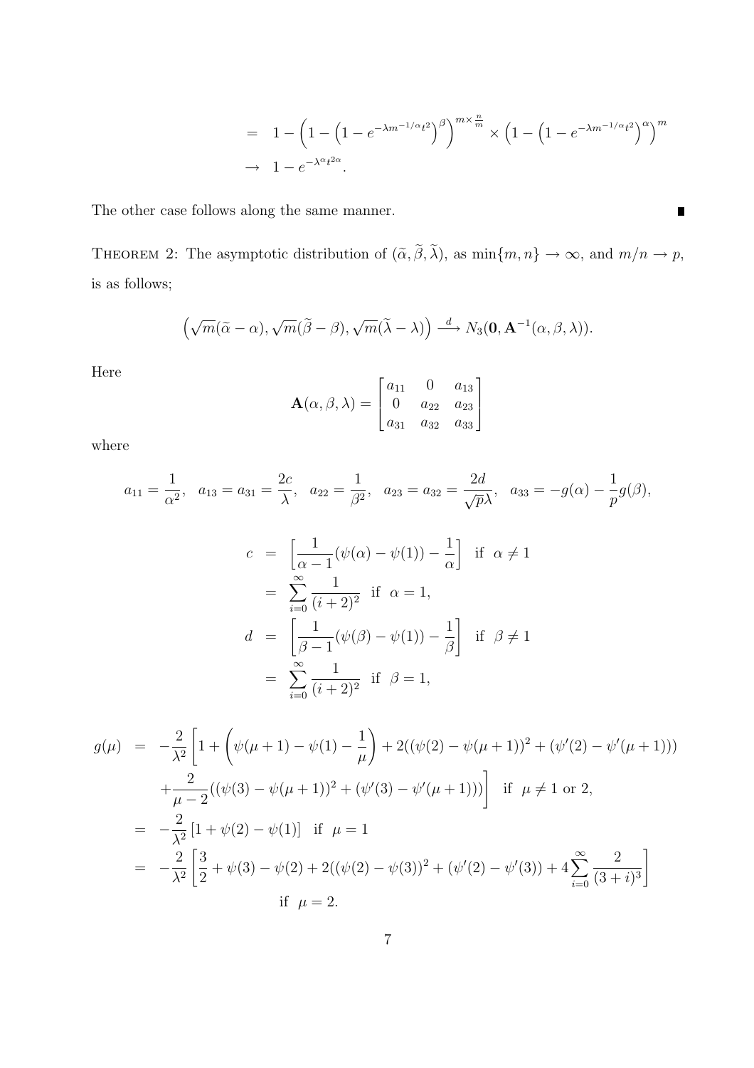$$
\begin{aligned}
&= 1 - \left(1 - \left(1 - e^{-\lambda m^{-1/\alpha} t^2}\right)^{\beta}\right)^{m \times \frac{n}{m}} \times \left(1 - \left(1 - e^{-\lambda m^{-1/\alpha} t^2}\right)^{\alpha}\right)^{m} \\
&\to 1 - e^{-\lambda^{\alpha} t^{2\alpha}}.
\end{aligned}
$$

The other case follows along the same manner. ∎

THEOREM 2: The asymptotic distribution of $(\widetilde{\alpha}, \widetilde{\beta}, \widetilde{\lambda})$, as $\min\{m, n\} \to \infty$, and $m/n \to p$, is as follows;

$$
\left(\sqrt{m}(\widetilde{\alpha} - \alpha), \sqrt{m}(\widetilde{\beta} - \beta), \sqrt{m}(\widetilde{\lambda} - \lambda)\right) \xrightarrow{d} N_3(\mathbf{0}, \mathbf{A}^{-1}(\alpha, \beta, \lambda)).
$$

Here

$$
\mathbf{A}(\alpha, \beta, \lambda) = \begin{bmatrix} a_{11} & 0 & a_{13} \\ 0 & a_{22} & a_{23} \\ a_{31} & a_{32} & a_{33} \end{bmatrix}
$$

where

$$
a_{11} = \frac{1}{\alpha^2}, \quad a_{13} = a_{31} = \frac{2c}{\lambda}, \quad a_{22} = \frac{1}{\beta^2}, \quad a_{23} = a_{32} = \frac{2d}{\sqrt{p}\lambda}, \quad a_{33} = -g(\alpha) - \frac{1}{p} g(\beta),
$$

$$
\begin{aligned}
c &= \left[\frac{1}{\alpha - 1}(\psi(\alpha) - \psi(1)) - \frac{1}{\alpha}\right] \quad \text{if } \alpha \neq 1 \\
&= \sum_{i=0}^{\infty} \frac{1}{(i+2)^2} \quad \text{if } \alpha = 1, \\
d &= \left[\frac{1}{\beta - 1}(\psi(\beta) - \psi(1)) - \frac{1}{\beta}\right] \quad \text{if } \beta \neq 1 \\
&= \sum_{i=0}^{\infty} \frac{1}{(i+2)^2} \quad \text{if } \beta = 1,
\end{aligned}
$$

$$
\begin{aligned}
g(\mu) &= -\frac{2}{\lambda^2}\left[1 + \left(\psi(\mu+1) - \psi(1) - \frac{1}{\mu}\right) + 2((\psi(2) - \psi(\mu+1))^2 + (\psi'(2) - \psi'(\mu+1)))\right. \\
&\quad \left. + \frac{2}{\mu - 2}((\psi(3) - \psi(\mu+1))^2 + (\psi'(3) - \psi'(\mu+1)))\right] \quad \text{if } \mu \neq 1 \text{ or } 2, \\
&= -\frac{2}{\lambda^2}\left[1 + \psi(2) - \psi(1)\right] \quad \text{if } \mu = 1 \\
&= -\frac{2}{\lambda^2}\left[\frac{3}{2} + \psi(3) - \psi(2) + 2((\psi(2) - \psi(3))^2 + (\psi'(2) - \psi'(3)) + 4\sum_{i=0}^{\infty} \frac{2}{(3+i)^3}\right] \\
&\qquad \text{if } \mu = 2.
\end{aligned}
$$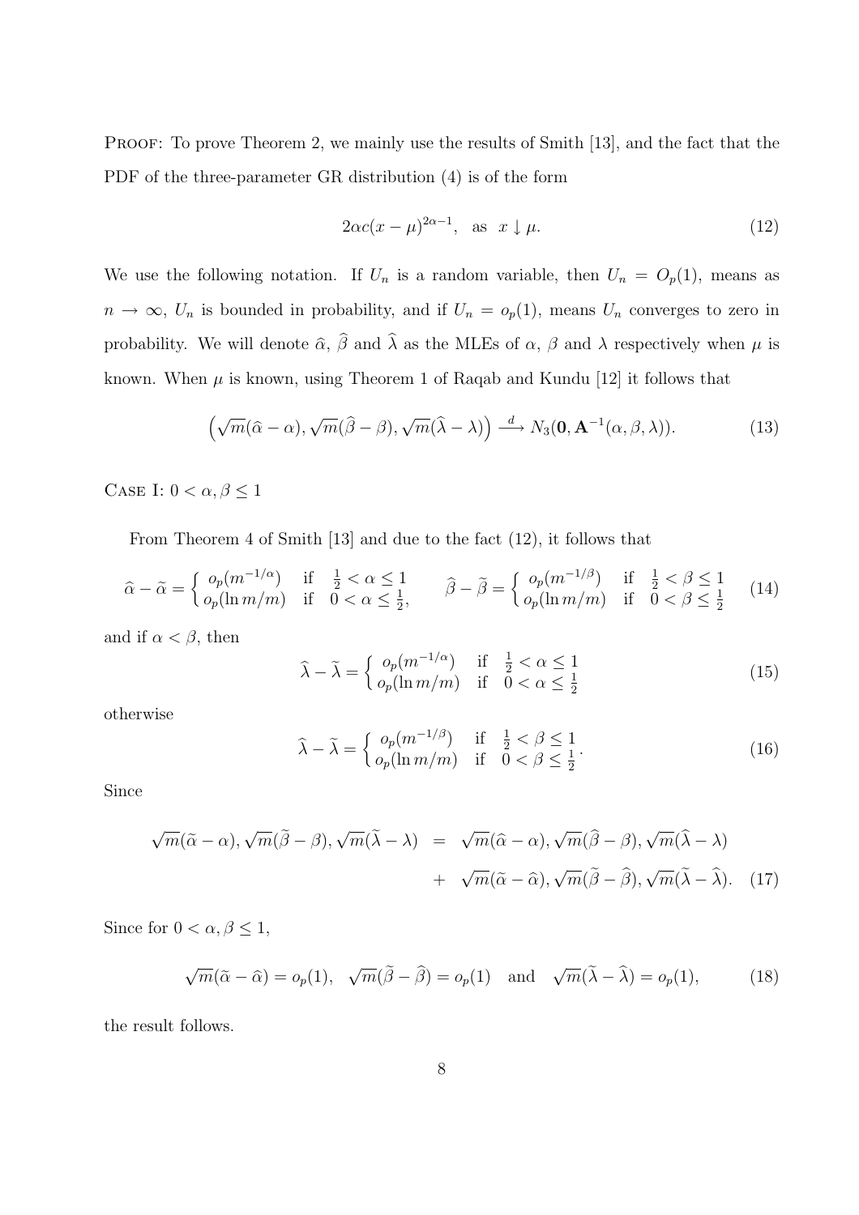PROOF: To prove Theorem 2, we mainly use the results of Smith [13], and the fact that the PDF of the three-parameter GR distribution (4) is of the form

$$2\alpha c(x-\mu)^{2\alpha-1}, \quad \text{as} \quad x \downarrow \mu. \tag{12}$$

We use the following notation. If $U_n$ is a random variable, then $U_n = O_p(1)$, means as $n \to \infty$, $U_n$ is bounded in probability, and if $U_n = o_p(1)$, means $U_n$ converges to zero in probability. We will denote $\widehat{\alpha}$, $\widehat{\beta}$ and $\widehat{\lambda}$ as the MLEs of $\alpha$, $\beta$ and $\lambda$ respectively when $\mu$ is known. When $\mu$ is known, using Theorem 1 of Raqab and Kundu [12] it follows that

$$\left(\sqrt{m}(\widehat{\alpha}-\alpha), \sqrt{m}(\widehat{\beta}-\beta), \sqrt{m}(\widehat{\lambda}-\lambda)\right) \xrightarrow{d} N_3(\mathbf{0}, \mathbf{A}^{-1}(\alpha,\beta,\lambda)). \tag{13}$$

CASE I: $0 < \alpha, \beta \leq 1$

From Theorem 4 of Smith [13] and due to the fact (12), it follows that

$$\widehat{\alpha}-\widetilde{\alpha} = \begin{cases} o_p(m^{-1/\alpha}) & \text{if} \quad \frac{1}{2} < \alpha \leq 1 \\ o_p(\ln m/m) & \text{if} \quad 0 < \alpha \leq \frac{1}{2}, \end{cases} \qquad \widehat{\beta}-\widetilde{\beta} = \begin{cases} o_p(m^{-1/\beta}) & \text{if} \quad \frac{1}{2} < \beta \leq 1 \\ o_p(\ln m/m) & \text{if} \quad 0 < \beta \leq \frac{1}{2} \end{cases} \tag{14}$$

and if $\alpha < \beta$, then

$$\widehat{\lambda}-\widetilde{\lambda} = \begin{cases} o_p(m^{-1/\alpha}) & \text{if} \quad \frac{1}{2} < \alpha \leq 1 \\ o_p(\ln m/m) & \text{if} \quad 0 < \alpha \leq \frac{1}{2} \end{cases} \tag{15}$$

otherwise

$$\widehat{\lambda}-\widetilde{\lambda} = \begin{cases} o_p(m^{-1/\beta}) & \text{if} \quad \frac{1}{2} < \beta \leq 1 \\ o_p(\ln m/m) & \text{if} \quad 0 < \beta \leq \frac{1}{2} \end{cases}. \tag{16}$$

Since

$$\begin{aligned} \sqrt{m}(\widetilde{\alpha}-\alpha), \sqrt{m}(\widetilde{\beta}-\beta), \sqrt{m}(\widetilde{\lambda}-\lambda) \quad &= \quad \sqrt{m}(\widehat{\alpha}-\alpha), \sqrt{m}(\widehat{\beta}-\beta), \sqrt{m}(\widehat{\lambda}-\lambda) \\ &+ \quad \sqrt{m}(\widetilde{\alpha}-\widehat{\alpha}), \sqrt{m}(\widetilde{\beta}-\widehat{\beta}), \sqrt{m}(\widetilde{\lambda}-\widehat{\lambda}). \end{aligned} \tag{17}$$

Since for $0 < \alpha, \beta \leq 1$,

$$\sqrt{m}(\widetilde{\alpha}-\widehat{\alpha}) = o_p(1), \quad \sqrt{m}(\widetilde{\beta}-\widehat{\beta}) = o_p(1) \quad \text{and} \quad \sqrt{m}(\widetilde{\lambda}-\widehat{\lambda}) = o_p(1), \tag{18}$$

the result follows.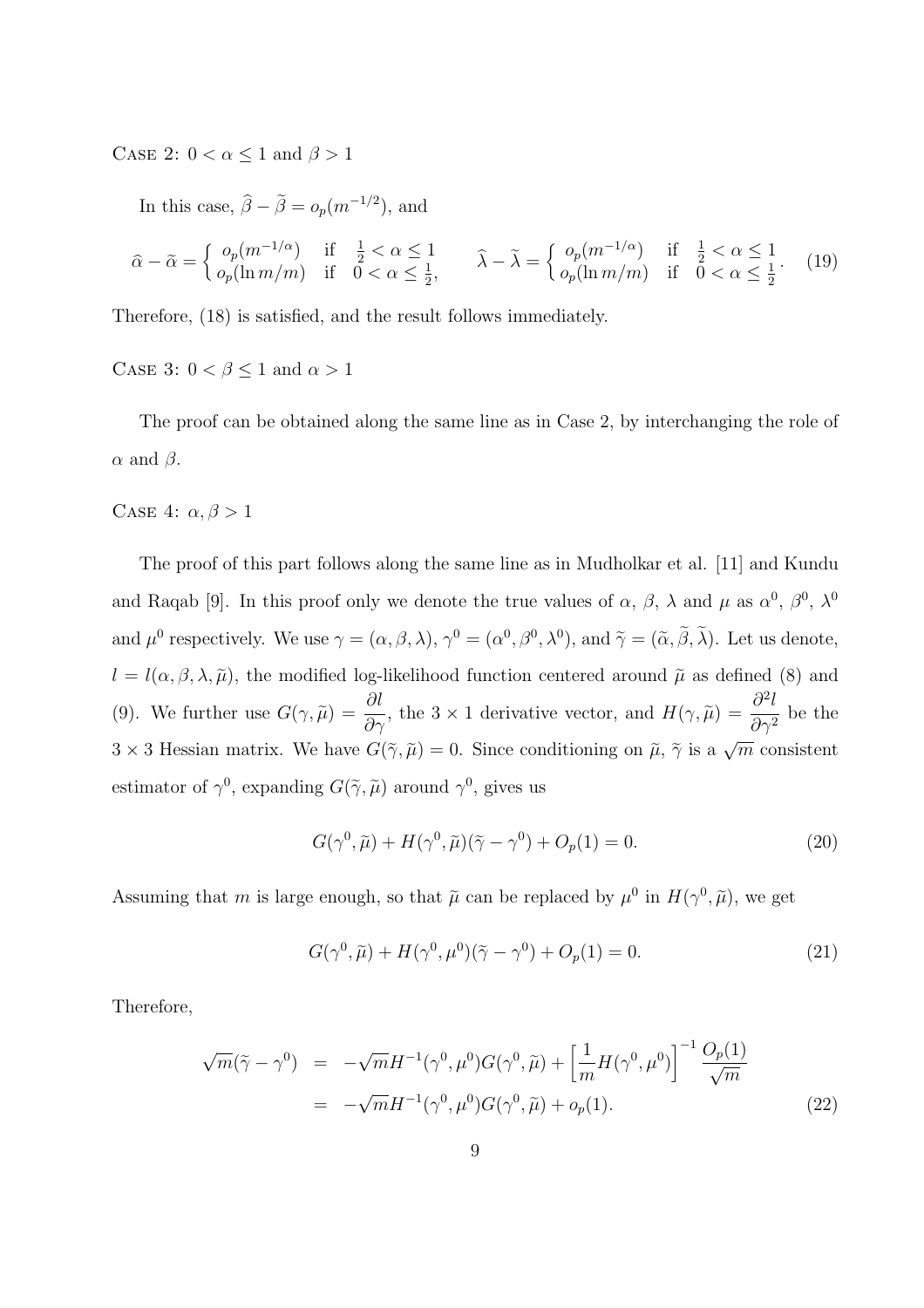CASE 2: $0 < \alpha \leq 1$ and $\beta > 1$

In this case, $\widehat{\beta} - \widetilde{\beta} = o_p(m^{-1/2})$, and

$$\widehat{\alpha} - \widetilde{\alpha} = \begin{cases} o_p(m^{-1/\alpha}) & \text{if} \quad \frac{1}{2} < \alpha \leq 1 \\ o_p(\ln m/m) & \text{if} \quad 0 < \alpha \leq \frac{1}{2}, \end{cases} \qquad \widehat{\lambda} - \widetilde{\lambda} = \begin{cases} o_p(m^{-1/\alpha}) & \text{if} \quad \frac{1}{2} < \alpha \leq 1 \\ o_p(\ln m/m) & \text{if} \quad 0 < \alpha \leq \frac{1}{2} \end{cases}. \tag{19}$$

Therefore, (18) is satisfied, and the result follows immediately.

CASE 3: $0 < \beta \leq 1$ and $\alpha > 1$

The proof can be obtained along the same line as in Case 2, by interchanging the role of $\alpha$ and $\beta$.

CASE 4: $\alpha, \beta > 1$

The proof of this part follows along the same line as in Mudholkar et al. [11] and Kundu and Raqab [9]. In this proof only we denote the true values of $\alpha$, $\beta$, $\lambda$ and $\mu$ as $\alpha^0$, $\beta^0$, $\lambda^0$ and $\mu^0$ respectively. We use $\gamma = (\alpha, \beta, \lambda)$, $\gamma^0 = (\alpha^0, \beta^0, \lambda^0)$, and $\widetilde{\gamma} = (\widetilde{\alpha}, \widetilde{\beta}, \widetilde{\lambda})$. Let us denote, $l = l(\alpha, \beta, \lambda, \widetilde{\mu})$, the modified log-likelihood function centered around $\widetilde{\mu}$ as defined (8) and (9). We further use $G(\gamma, \widetilde{\mu}) = \dfrac{\partial l}{\partial \gamma}$, the $3 \times 1$ derivative vector, and $H(\gamma, \widetilde{\mu}) = \dfrac{\partial^2 l}{\partial \gamma^2}$ be the $3 \times 3$ Hessian matrix. We have $G(\widetilde{\gamma}, \widetilde{\mu}) = 0$. Since conditioning on $\widetilde{\mu}$, $\widetilde{\gamma}$ is a $\sqrt{m}$ consistent estimator of $\gamma^0$, expanding $G(\widetilde{\gamma}, \widetilde{\mu})$ around $\gamma^0$, gives us

$$G(\gamma^0, \widetilde{\mu}) + H(\gamma^0, \widetilde{\mu})(\widetilde{\gamma} - \gamma^0) + O_p(1) = 0. \tag{20}$$

Assuming that $m$ is large enough, so that $\widetilde{\mu}$ can be replaced by $\mu^0$ in $H(\gamma^0, \widetilde{\mu})$, we get

$$G(\gamma^0, \widetilde{\mu}) + H(\gamma^0, \mu^0)(\widetilde{\gamma} - \gamma^0) + O_p(1) = 0. \tag{21}$$

Therefore,

$$\begin{aligned} \sqrt{m}(\widetilde{\gamma} - \gamma^0) &= -\sqrt{m} H^{-1}(\gamma^0, \mu^0) G(\gamma^0, \widetilde{\mu}) + \left[\frac{1}{m} H(\gamma^0, \mu^0)\right]^{-1} \frac{O_p(1)}{\sqrt{m}} \\ &= -\sqrt{m} H^{-1}(\gamma^0, \mu^0) G(\gamma^0, \widetilde{\mu}) + o_p(1). \end{aligned} \tag{22}$$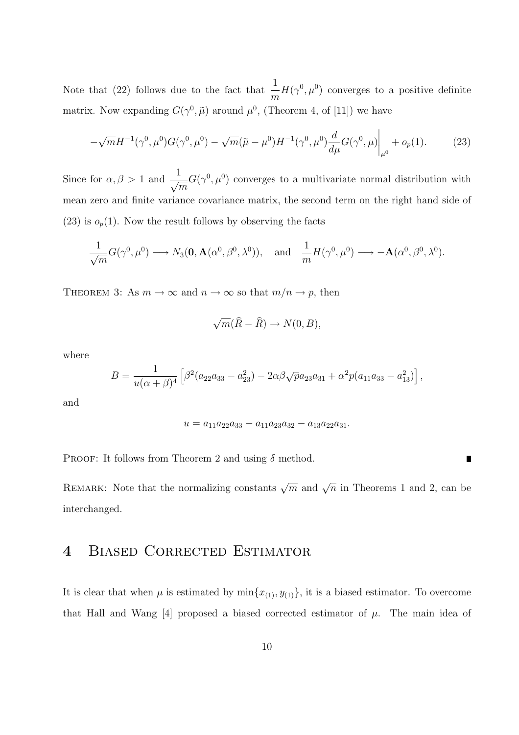Note that (22) follows due to the fact that $\frac{1}{m}H(\gamma^0, \mu^0)$ converges to a positive definite matrix. Now expanding $G(\gamma^0, \widetilde{\mu})$ around $\mu^0$, (Theorem 4, of [11]) we have

$$-\sqrt{m}H^{-1}(\gamma^0, \mu^0)G(\gamma^0, \mu^0) - \sqrt{m}(\widetilde{\mu} - \mu^0)H^{-1}(\gamma^0, \mu^0)\frac{d}{d\mu}G(\gamma^0, \mu)\bigg|_{\mu^0} + o_p(1). \tag{23}$$

Since for $\alpha, \beta > 1$ and $\frac{1}{\sqrt{m}}G(\gamma^0, \mu^0)$ converges to a multivariate normal distribution with mean zero and finite variance covariance matrix, the second term on the right hand side of (23) is $o_p(1)$. Now the result follows by observing the facts

$$\frac{1}{\sqrt{m}}G(\gamma^0, \mu^0) \longrightarrow N_3(\mathbf{0}, \mathbf{A}(\alpha^0, \beta^0, \lambda^0)), \quad \text{and} \quad \frac{1}{m}H(\gamma^0, \mu^0) \longrightarrow -\mathbf{A}(\alpha^0, \beta^0, \lambda^0).$$

Theorem 3: As $m \to \infty$ and $n \to \infty$ so that $m/n \to p$, then

$$\sqrt{m}(\widehat{R} - \widehat{R}) \to N(0, B),$$

where

$$B = \frac{1}{u(\alpha + \beta)^4}\left[\beta^2(a_{22}a_{33} - a_{23}^2) - 2\alpha\beta\sqrt{p}a_{23}a_{31} + \alpha^2 p(a_{11}a_{33} - a_{13}^2)\right],$$

and

$$u = a_{11}a_{22}a_{33} - a_{11}a_{23}a_{32} - a_{13}a_{22}a_{31}.$$

Proof: It follows from Theorem 2 and using $\delta$ method. ∎

Remark: Note that the normalizing constants $\sqrt{m}$ and $\sqrt{n}$ in Theorems 1 and 2, can be interchanged.

## 4 Biased Corrected Estimator

It is clear that when $\mu$ is estimated by $\min\{x_{(1)}, y_{(1)}\}$, it is a biased estimator. To overcome that Hall and Wang [4] proposed a biased corrected estimator of $\mu$. The main idea of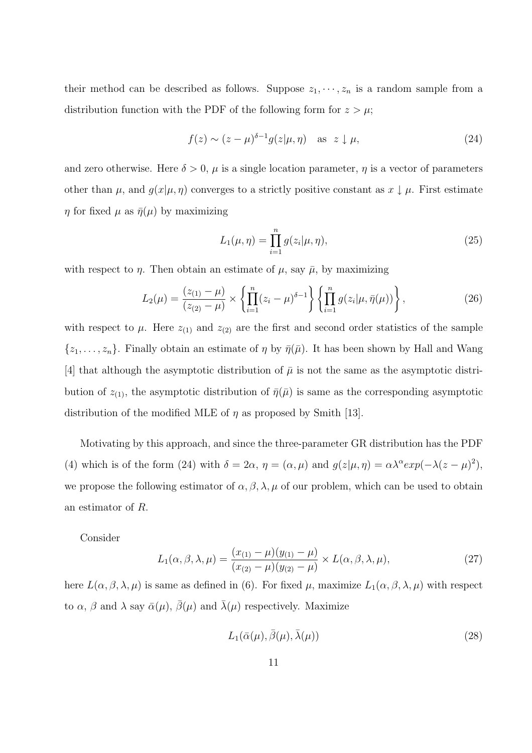their method can be described as follows. Suppose $z_1, \cdots, z_n$ is a random sample from a distribution function with the PDF of the following form for $z > \mu$;

$$f(z) \sim (z-\mu)^{\delta-1} g(z|\mu,\eta) \quad \text{as} \quad z \downarrow \mu, \tag{24}$$

and zero otherwise. Here $\delta > 0$, $\mu$ is a single location parameter, $\eta$ is a vector of parameters other than $\mu$, and $g(x|\mu,\eta)$ converges to a strictly positive constant as $x \downarrow \mu$. First estimate $\eta$ for fixed $\mu$ as $\bar{\eta}(\mu)$ by maximizing

$$L_1(\mu,\eta) = \prod_{i=1}^{n} g(z_i|\mu,\eta), \tag{25}$$

with respect to $\eta$. Then obtain an estimate of $\mu$, say $\bar{\mu}$, by maximizing

$$L_2(\mu) = \frac{(z_{(1)}-\mu)}{(z_{(2)}-\mu)} \times \left\{ \prod_{i=1}^{n} (z_i-\mu)^{\delta-1} \right\} \left\{ \prod_{i=1}^{n} g(z_i|\mu,\bar{\eta}(\mu)) \right\}, \tag{26}$$

with respect to $\mu$. Here $z_{(1)}$ and $z_{(2)}$ are the first and second order statistics of the sample $\{z_1, \ldots, z_n\}$. Finally obtain an estimate of $\eta$ by $\bar{\eta}(\bar{\mu})$. It has been shown by Hall and Wang [4] that although the asymptotic distribution of $\bar{\mu}$ is not the same as the asymptotic distribution of $z_{(1)}$, the asymptotic distribution of $\bar{\eta}(\bar{\mu})$ is same as the corresponding asymptotic distribution of the modified MLE of $\eta$ as proposed by Smith [13].

Motivating by this approach, and since the three-parameter GR distribution has the PDF (4) which is of the form (24) with $\delta = 2\alpha$, $\eta = (\alpha,\mu)$ and $g(z|\mu,\eta) = \alpha\lambda^{\alpha} exp(-\lambda(z-\mu)^2)$, we propose the following estimator of $\alpha, \beta, \lambda, \mu$ of our problem, which can be used to obtain an estimator of $R$.

Consider

$$L_1(\alpha,\beta,\lambda,\mu) = \frac{(x_{(1)}-\mu)(y_{(1)}-\mu)}{(x_{(2)}-\mu)(y_{(2)}-\mu)} \times L(\alpha,\beta,\lambda,\mu), \tag{27}$$

here $L(\alpha,\beta,\lambda,\mu)$ is same as defined in (6). For fixed $\mu$, maximize $L_1(\alpha,\beta,\lambda,\mu)$ with respect to $\alpha$, $\beta$ and $\lambda$ say $\bar{\alpha}(\mu)$, $\bar{\beta}(\mu)$ and $\bar{\lambda}(\mu)$ respectively. Maximize

$$L_1(\bar{\alpha}(\mu), \bar{\beta}(\mu), \bar{\lambda}(\mu)) \tag{28}$$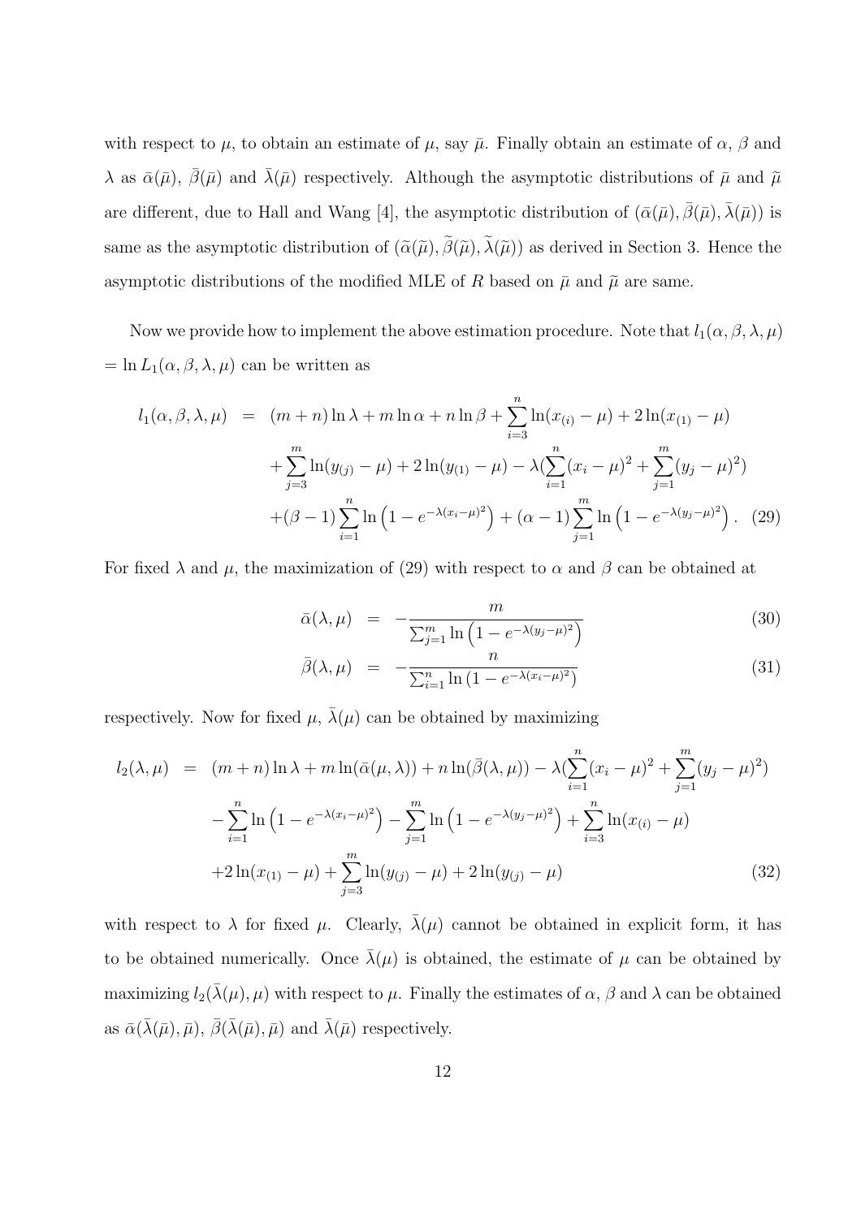with respect to $\mu$, to obtain an estimate of $\mu$, say $\bar{\mu}$. Finally obtain an estimate of $\alpha$, $\beta$ and $\lambda$ as $\bar{\alpha}(\bar{\mu})$, $\bar{\beta}(\bar{\mu})$ and $\bar{\lambda}(\bar{\mu})$ respectively. Although the asymptotic distributions of $\bar{\mu}$ and $\widetilde{\mu}$ are different, due to Hall and Wang [4], the asymptotic distribution of $(\bar{\alpha}(\bar{\mu}), \bar{\beta}(\bar{\mu}), \bar{\lambda}(\bar{\mu}))$ is same as the asymptotic distribution of $(\widetilde{\alpha}(\widetilde{\mu}), \widetilde{\beta}(\widetilde{\mu}), \widetilde{\lambda}(\widetilde{\mu}))$ as derived in Section 3. Hence the asymptotic distributions of the modified MLE of $R$ based on $\bar{\mu}$ and $\widetilde{\mu}$ are same.

Now we provide how to implement the above estimation procedure. Note that $l_1(\alpha, \beta, \lambda, \mu)$ $= \ln L_1(\alpha, \beta, \lambda, \mu)$ can be written as

$$
\begin{aligned}
l_1(\alpha, \beta, \lambda, \mu) &= (m+n)\ln\lambda + m\ln\alpha + n\ln\beta + \sum_{i=3}^{n}\ln(x_{(i)} - \mu) + 2\ln(x_{(1)} - \mu) \\
&\quad + \sum_{j=3}^{m}\ln(y_{(j)} - \mu) + 2\ln(y_{(1)} - \mu) - \lambda\Big(\sum_{i=1}^{n}(x_i - \mu)^2 + \sum_{j=1}^{m}(y_j - \mu)^2\Big) \\
&\quad + (\beta - 1)\sum_{i=1}^{n}\ln\left(1 - e^{-\lambda(x_i - \mu)^2}\right) + (\alpha - 1)\sum_{j=1}^{m}\ln\left(1 - e^{-\lambda(y_j - \mu)^2}\right). \quad (29)
\end{aligned}
$$

For fixed $\lambda$ and $\mu$, the maximization of (29) with respect to $\alpha$ and $\beta$ can be obtained at

$$
\bar{\alpha}(\lambda, \mu) = -\frac{m}{\sum_{j=1}^{m}\ln\left(1 - e^{-\lambda(y_j - \mu)^2}\right)} \quad (30)
$$

$$
\bar{\beta}(\lambda, \mu) = -\frac{n}{\sum_{i=1}^{n}\ln\left(1 - e^{-\lambda(x_i - \mu)^2}\right)} \quad (31)
$$

respectively. Now for fixed $\mu$, $\bar{\lambda}(\mu)$ can be obtained by maximizing

$$
\begin{aligned}
l_2(\lambda, \mu) &= (m+n)\ln\lambda + m\ln(\bar{\alpha}(\mu, \lambda)) + n\ln(\bar{\beta}(\lambda, \mu)) - \lambda\Big(\sum_{i=1}^{n}(x_i - \mu)^2 + \sum_{j=1}^{m}(y_j - \mu)^2\Big) \\
&\quad - \sum_{i=1}^{n}\ln\left(1 - e^{-\lambda(x_i - \mu)^2}\right) - \sum_{j=1}^{m}\ln\left(1 - e^{-\lambda(y_j - \mu)^2}\right) + \sum_{i=3}^{n}\ln(x_{(i)} - \mu) \\
&\quad + 2\ln(x_{(1)} - \mu) + \sum_{j=3}^{m}\ln(y_{(j)} - \mu) + 2\ln(y_{(j)} - \mu) \quad (32)
\end{aligned}
$$

with respect to $\lambda$ for fixed $\mu$. Clearly, $\bar{\lambda}(\mu)$ cannot be obtained in explicit form, it has to be obtained numerically. Once $\bar{\lambda}(\mu)$ is obtained, the estimate of $\mu$ can be obtained by maximizing $l_2(\bar{\lambda}(\mu), \mu)$ with respect to $\mu$. Finally the estimates of $\alpha$, $\beta$ and $\lambda$ can be obtained as $\bar{\alpha}(\bar{\lambda}(\bar{\mu}), \bar{\mu})$, $\bar{\beta}(\bar{\lambda}(\bar{\mu}), \bar{\mu})$ and $\bar{\lambda}(\bar{\mu})$ respectively.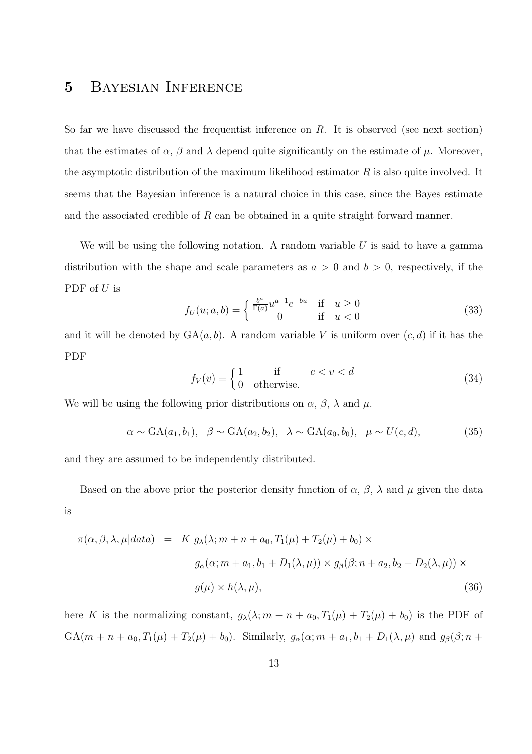# 5 Bayesian Inference

So far we have discussed the frequentist inference on $R$. It is observed (see next section) that the estimates of $\alpha$, $\beta$ and $\lambda$ depend quite significantly on the estimate of $\mu$. Moreover, the asymptotic distribution of the maximum likelihood estimator $R$ is also quite involved. It seems that the Bayesian inference is a natural choice in this case, since the Bayes estimate and the associated credible of $R$ can be obtained in a quite straight forward manner.

We will be using the following notation. A random variable $U$ is said to have a gamma distribution with the shape and scale parameters as $a > 0$ and $b > 0$, respectively, if the PDF of $U$ is

$$f_U(u; a, b) = \begin{cases} \frac{b^a}{\Gamma(a)} u^{a-1} e^{-bu} & \text{if} \quad u \geq 0 \\ 0 & \text{if} \quad u < 0 \end{cases} \tag{33}$$

and it will be denoted by $\text{GA}(a, b)$. A random variable $V$ is uniform over $(c, d)$ if it has the PDF

$$f_V(v) = \begin{cases} 1 & \text{if} \qquad c < v < d \\ 0 & \text{otherwise.} \end{cases} \tag{34}$$

We will be using the following prior distributions on $\alpha$, $\beta$, $\lambda$ and $\mu$.

$$\alpha \sim \text{GA}(a_1, b_1), \quad \beta \sim \text{GA}(a_2, b_2), \quad \lambda \sim \text{GA}(a_0, b_0), \quad \mu \sim U(c, d), \tag{35}$$

and they are assumed to be independently distributed.

Based on the above prior the posterior density function of $\alpha$, $\beta$, $\lambda$ and $\mu$ given the data is

$$\begin{aligned} \pi(\alpha, \beta, \lambda, \mu | data) \;=\; & K \; g_\lambda(\lambda; m + n + a_0, T_1(\mu) + T_2(\mu) + b_0) \times \\ & g_\alpha(\alpha; m + a_1, b_1 + D_1(\lambda, \mu)) \times g_\beta(\beta; n + a_2, b_2 + D_2(\lambda, \mu)) \times \\ & g(\mu) \times h(\lambda, \mu), \end{aligned} \tag{36}$$

here $K$ is the normalizing constant, $g_\lambda(\lambda; m + n + a_0, T_1(\mu) + T_2(\mu) + b_0)$ is the PDF of $\text{GA}(m + n + a_0, T_1(\mu) + T_2(\mu) + b_0)$. Similarly, $g_\alpha(\alpha; m + a_1, b_1 + D_1(\lambda, \mu)$ and $g_\beta(\beta; n +$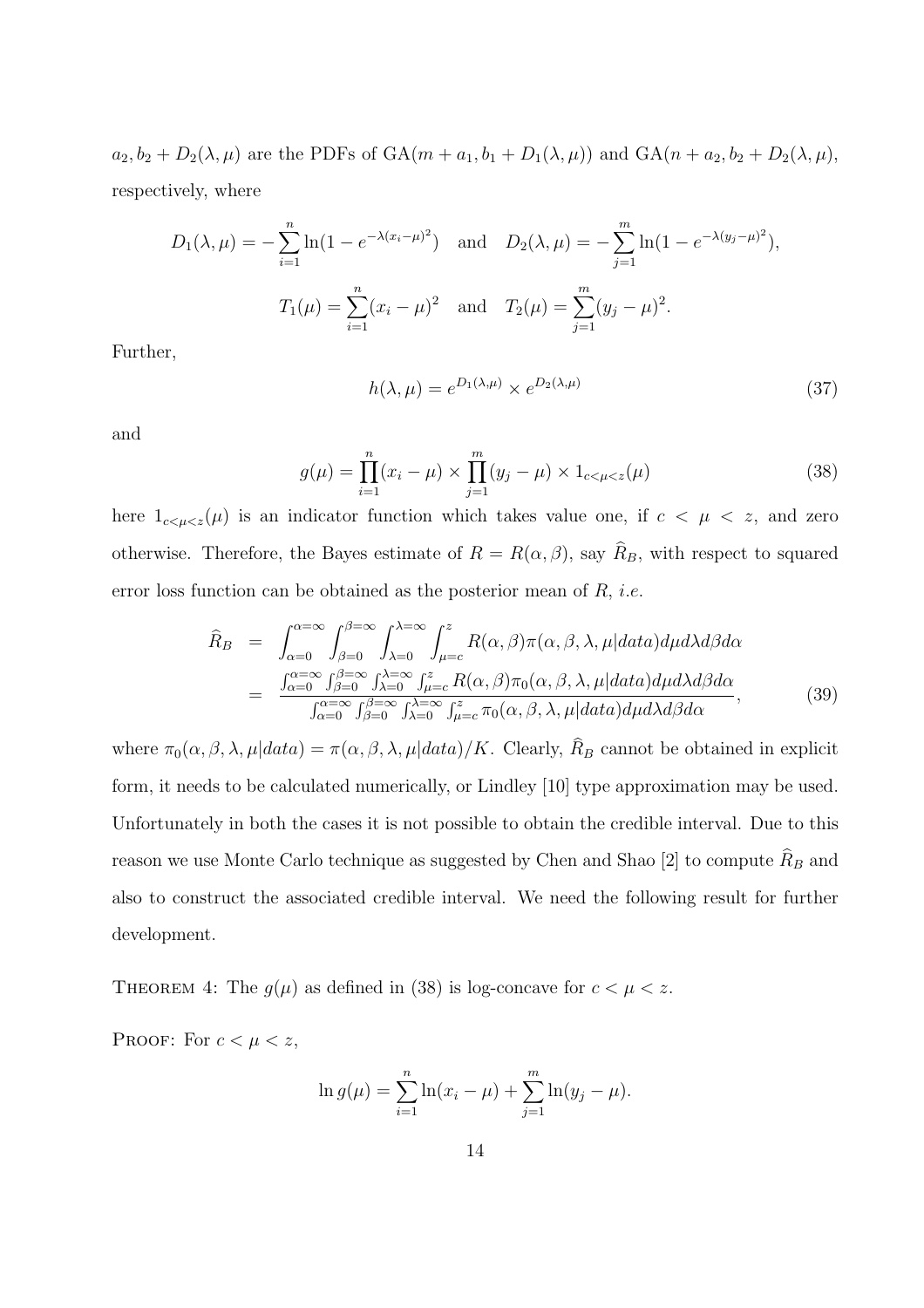$a_2, b_2 + D_2(\lambda, \mu)$ are the PDFs of $\text{GA}(m + a_1, b_1 + D_1(\lambda, \mu))$ and $\text{GA}(n + a_2, b_2 + D_2(\lambda, \mu)$, respectively, where

$$D_1(\lambda, \mu) = -\sum_{i=1}^{n} \ln(1 - e^{-\lambda(x_i - \mu)^2}) \quad \text{and} \quad D_2(\lambda, \mu) = -\sum_{j=1}^{m} \ln(1 - e^{-\lambda(y_j - \mu)^2}),$$

$$T_1(\mu) = \sum_{i=1}^{n} (x_i - \mu)^2 \quad \text{and} \quad T_2(\mu) = \sum_{j=1}^{m} (y_j - \mu)^2.$$

Further,

$$h(\lambda, \mu) = e^{D_1(\lambda, \mu)} \times e^{D_2(\lambda, \mu)} \tag{37}$$

and

$$g(\mu) = \prod_{i=1}^{n} (x_i - \mu) \times \prod_{j=1}^{m} (y_j - \mu) \times 1_{c<\mu<z}(\mu) \tag{38}$$

here $1_{c<\mu<z}(\mu)$ is an indicator function which takes value one, if $c < \mu < z$, and zero otherwise. Therefore, the Bayes estimate of $R = R(\alpha, \beta)$, say $\widehat{R}_B$, with respect to squared error loss function can be obtained as the posterior mean of $R$, *i.e.*

$$\begin{aligned}
\widehat{R}_B &= \int_{\alpha=0}^{\alpha=\infty} \int_{\beta=0}^{\beta=\infty} \int_{\lambda=0}^{\lambda=\infty} \int_{\mu=c}^{z} R(\alpha, \beta) \pi(\alpha, \beta, \lambda, \mu | data) d\mu d\lambda d\beta d\alpha \\
&= \frac{\int_{\alpha=0}^{\alpha=\infty} \int_{\beta=0}^{\beta=\infty} \int_{\lambda=0}^{\lambda=\infty} \int_{\mu=c}^{z} R(\alpha, \beta) \pi_0(\alpha, \beta, \lambda, \mu | data) d\mu d\lambda d\beta d\alpha}{\int_{\alpha=0}^{\alpha=\infty} \int_{\beta=0}^{\beta=\infty} \int_{\lambda=0}^{\lambda=\infty} \int_{\mu=c}^{z} \pi_0(\alpha, \beta, \lambda, \mu | data) d\mu d\lambda d\beta d\alpha},
\end{aligned} \tag{39}$$

where $\pi_0(\alpha, \beta, \lambda, \mu | data) = \pi(\alpha, \beta, \lambda, \mu | data)/K$. Clearly, $\widehat{R}_B$ cannot be obtained in explicit form, it needs to be calculated numerically, or Lindley [10] type approximation may be used. Unfortunately in both the cases it is not possible to obtain the credible interval. Due to this reason we use Monte Carlo technique as suggested by Chen and Shao [2] to compute $\widehat{R}_B$ and also to construct the associated credible interval. We need the following result for further development.

THEOREM 4: The $g(\mu)$ as defined in (38) is log-concave for $c < \mu < z$.

PROOF: For $c < \mu < z$,

$$\ln g(\mu) = \sum_{i=1}^{n} \ln(x_i - \mu) + \sum_{j=1}^{m} \ln(y_j - \mu).$$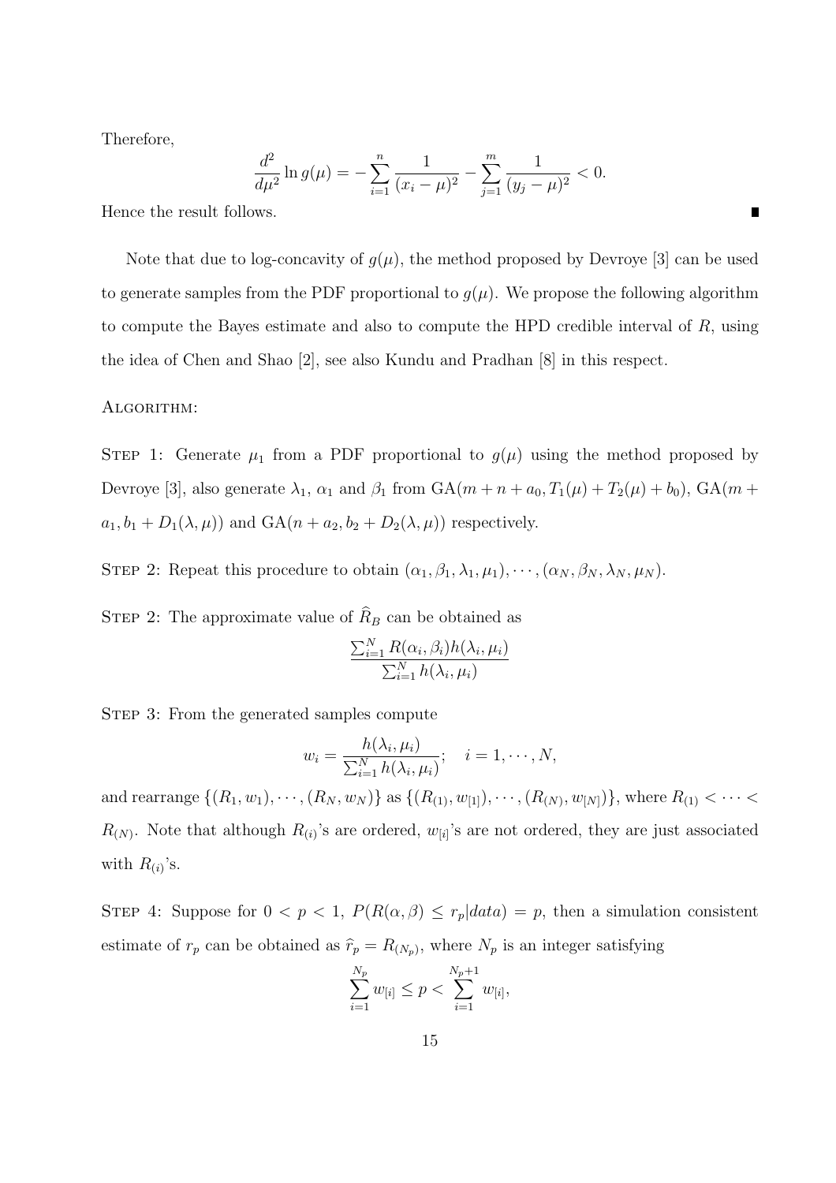Therefore,

$$\frac{d^2}{d\mu^2} \ln g(\mu) = -\sum_{i=1}^{n} \frac{1}{(x_i - \mu)^2} - \sum_{j=1}^{m} \frac{1}{(y_j - \mu)^2} < 0.$$

Hence the result follows. ∎

Note that due to log-concavity of $g(\mu)$, the method proposed by Devroye [3] can be used to generate samples from the PDF proportional to $g(\mu)$. We propose the following algorithm to compute the Bayes estimate and also to compute the HPD credible interval of $R$, using the idea of Chen and Shao [2], see also Kundu and Pradhan [8] in this respect.

ALGORITHM:

STEP 1: Generate $\mu_1$ from a PDF proportional to $g(\mu)$ using the method proposed by Devroye [3], also generate $\lambda_1$, $\alpha_1$ and $\beta_1$ from $\text{GA}(m+n+a_0, T_1(\mu)+T_2(\mu)+b_0)$, $\text{GA}(m+a_1, b_1+D_1(\lambda,\mu))$ and $\text{GA}(n+a_2, b_2+D_2(\lambda,\mu))$ respectively.

STEP 2: Repeat this procedure to obtain $(\alpha_1, \beta_1, \lambda_1, \mu_1), \cdots, (\alpha_N, \beta_N, \lambda_N, \mu_N)$.

STEP 2: The approximate value of $\widehat{R}_B$ can be obtained as

$$\frac{\sum_{i=1}^{N} R(\alpha_i, \beta_i) h(\lambda_i, \mu_i)}{\sum_{i=1}^{N} h(\lambda_i, \mu_i)}$$

STEP 3: From the generated samples compute

$$w_i = \frac{h(\lambda_i, \mu_i)}{\sum_{i=1}^{N} h(\lambda_i, \mu_i)}; \quad i = 1, \cdots, N,$$

and rearrange $\{(R_1, w_1), \cdots, (R_N, w_N)\}$ as $\{(R_{(1)}, w_{[1]}), \cdots, (R_{(N)}, w_{[N]})\}$, where $R_{(1)} < \cdots < R_{(N)}$. Note that although $R_{(i)}$'s are ordered, $w_{[i]}$'s are not ordered, they are just associated with $R_{(i)}$'s.

STEP 4: Suppose for $0 < p < 1$, $P(R(\alpha,\beta) \leq r_p | data) = p$, then a simulation consistent estimate of $r_p$ can be obtained as $\widehat{r}_p = R_{(N_p)}$, where $N_p$ is an integer satisfying

$$\sum_{i=1}^{N_p} w_{[i]} \leq p < \sum_{i=1}^{N_p+1} w_{[i]},$$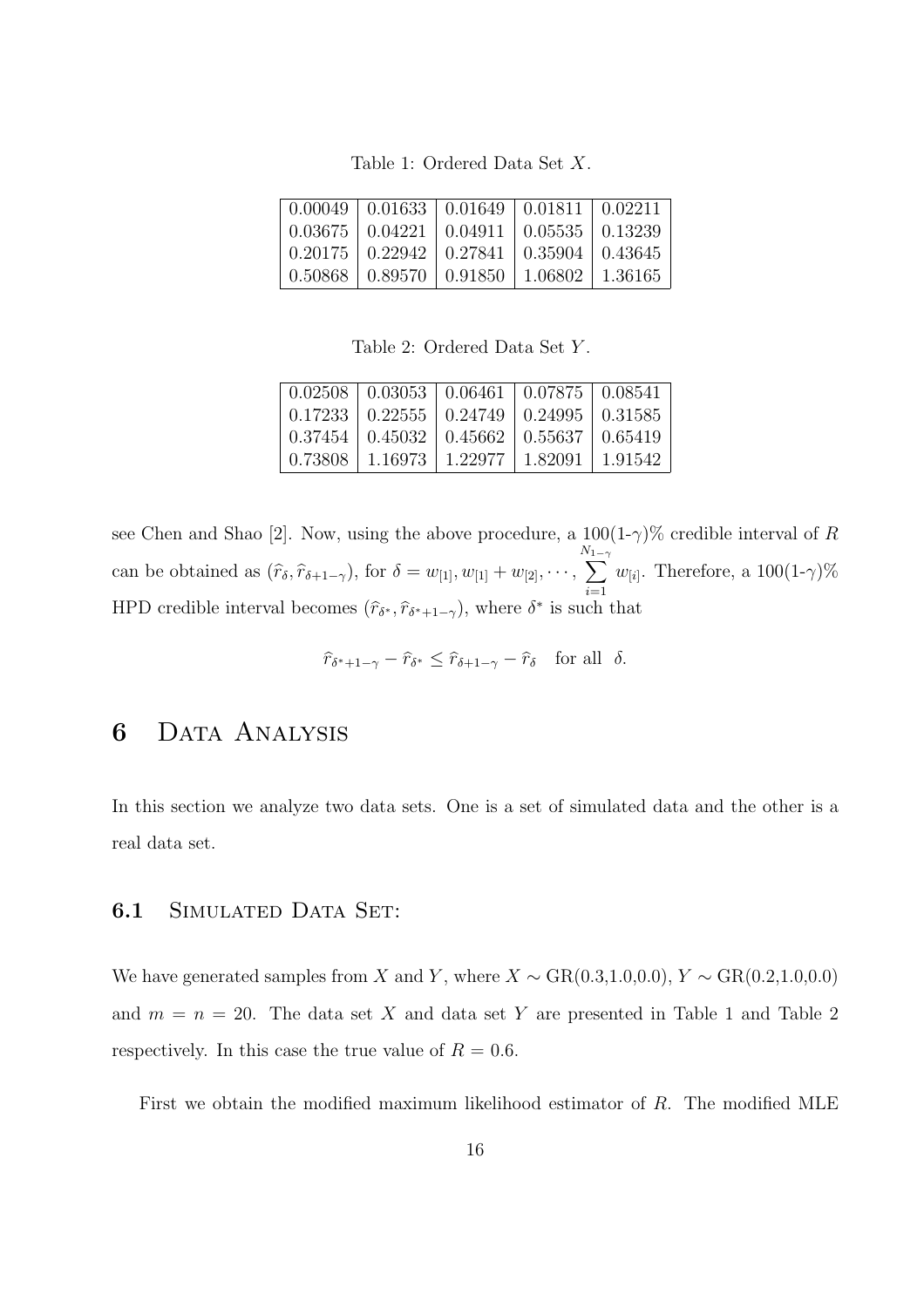Table 1: Ordered Data Set $X$.

| | | | | |
|---|---|---|---|---|
| 0.00049 | 0.01633 | 0.01649 | 0.01811 | 0.02211 |
| 0.03675 | 0.04221 | 0.04911 | 0.05535 | 0.13239 |
| 0.20175 | 0.22942 | 0.27841 | 0.35904 | 0.43645 |
| 0.50868 | 0.89570 | 0.91850 | 1.06802 | 1.36165 |

Table 2: Ordered Data Set $Y$.

| | | | | |
|---|---|---|---|---|
| 0.02508 | 0.03053 | 0.06461 | 0.07875 | 0.08541 |
| 0.17233 | 0.22555 | 0.24749 | 0.24995 | 0.31585 |
| 0.37454 | 0.45032 | 0.45662 | 0.55637 | 0.65419 |
| 0.73808 | 1.16973 | 1.22977 | 1.82091 | 1.91542 |

see Chen and Shao [2]. Now, using the above procedure, a 100(1-$\gamma$)% credible interval of $R$ can be obtained as $(\widehat{r}_{\delta}, \widehat{r}_{\delta+1-\gamma})$, for $\delta = w_{[1]}, w_{[1]} + w_{[2]}, \cdots, \sum_{i=1}^{N_{1-\gamma}} w_{[i]}$. Therefore, a 100(1-$\gamma$)% HPD credible interval becomes $(\widehat{r}_{\delta^*}, \widehat{r}_{\delta^*+1-\gamma})$, where $\delta^*$ is such that

$$\widehat{r}_{\delta^*+1-\gamma} - \widehat{r}_{\delta^*} \leq \widehat{r}_{\delta+1-\gamma} - \widehat{r}_{\delta} \quad \text{for all} \quad \delta.$$

# 6 Data Analysis

In this section we analyze two data sets. One is a set of simulated data and the other is a real data set.

## 6.1 Simulated Data Set:

We have generated samples from $X$ and $Y$, where $X \sim$ GR(0.3,1.0,0.0), $Y \sim$ GR(0.2,1.0,0.0) and $m = n = 20$. The data set $X$ and data set $Y$ are presented in Table 1 and Table 2 respectively. In this case the true value of $R = 0.6$.

First we obtain the modified maximum likelihood estimator of $R$. The modified MLE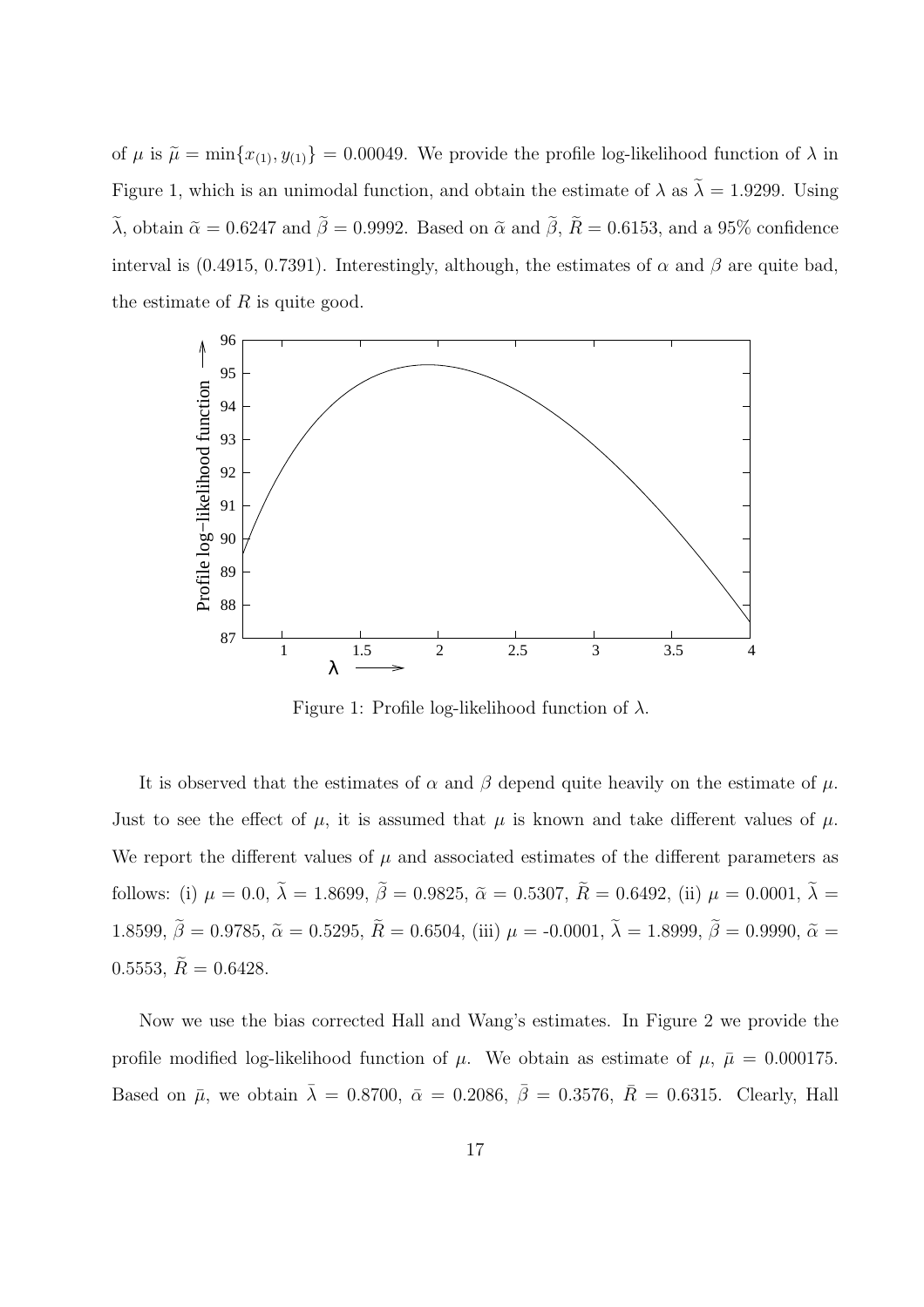of $\mu$ is $\widetilde{\mu} = \min\{x_{(1)}, y_{(1)}\} = 0.00049$. We provide the profile log-likelihood function of $\lambda$ in Figure 1, which is an unimodal function, and obtain the estimate of $\lambda$ as $\widetilde{\lambda} = 1.9299$. Using $\widetilde{\lambda}$, obtain $\widetilde{\alpha} = 0.6247$ and $\widetilde{\beta} = 0.9992$. Based on $\widetilde{\alpha}$ and $\widetilde{\beta}$, $\widetilde{R} = 0.6153$, and a 95% confidence interval is (0.4915, 0.7391). Interestingly, although, the estimates of $\alpha$ and $\beta$ are quite bad, the estimate of $R$ is quite good.

Figure 1: Profile log-likelihood function of $\lambda$.

It is observed that the estimates of $\alpha$ and $\beta$ depend quite heavily on the estimate of $\mu$. Just to see the effect of $\mu$, it is assumed that $\mu$ is known and take different values of $\mu$. We report the different values of $\mu$ and associated estimates of the different parameters as follows: (i) $\mu = 0.0$, $\widetilde{\lambda} = 1.8699$, $\widetilde{\beta} = 0.9825$, $\widetilde{\alpha} = 0.5307$, $\widetilde{R} = 0.6492$, (ii) $\mu = 0.0001$, $\widetilde{\lambda} = 1.8599$, $\widetilde{\beta} = 0.9785$, $\widetilde{\alpha} = 0.5295$, $\widetilde{R} = 0.6504$, (iii) $\mu = -0.0001$, $\widetilde{\lambda} = 1.8999$, $\widetilde{\beta} = 0.9990$, $\widetilde{\alpha} = 0.5553$, $\widetilde{R} = 0.6428$.

Now we use the bias corrected Hall and Wang's estimates. In Figure 2 we provide the profile modified log-likelihood function of $\mu$. We obtain as estimate of $\mu$, $\bar{\mu} = 0.000175$. Based on $\bar{\mu}$, we obtain $\bar{\lambda} = 0.8700$, $\bar{\alpha} = 0.2086$, $\bar{\beta} = 0.3576$, $\bar{R} = 0.6315$. Clearly, Hall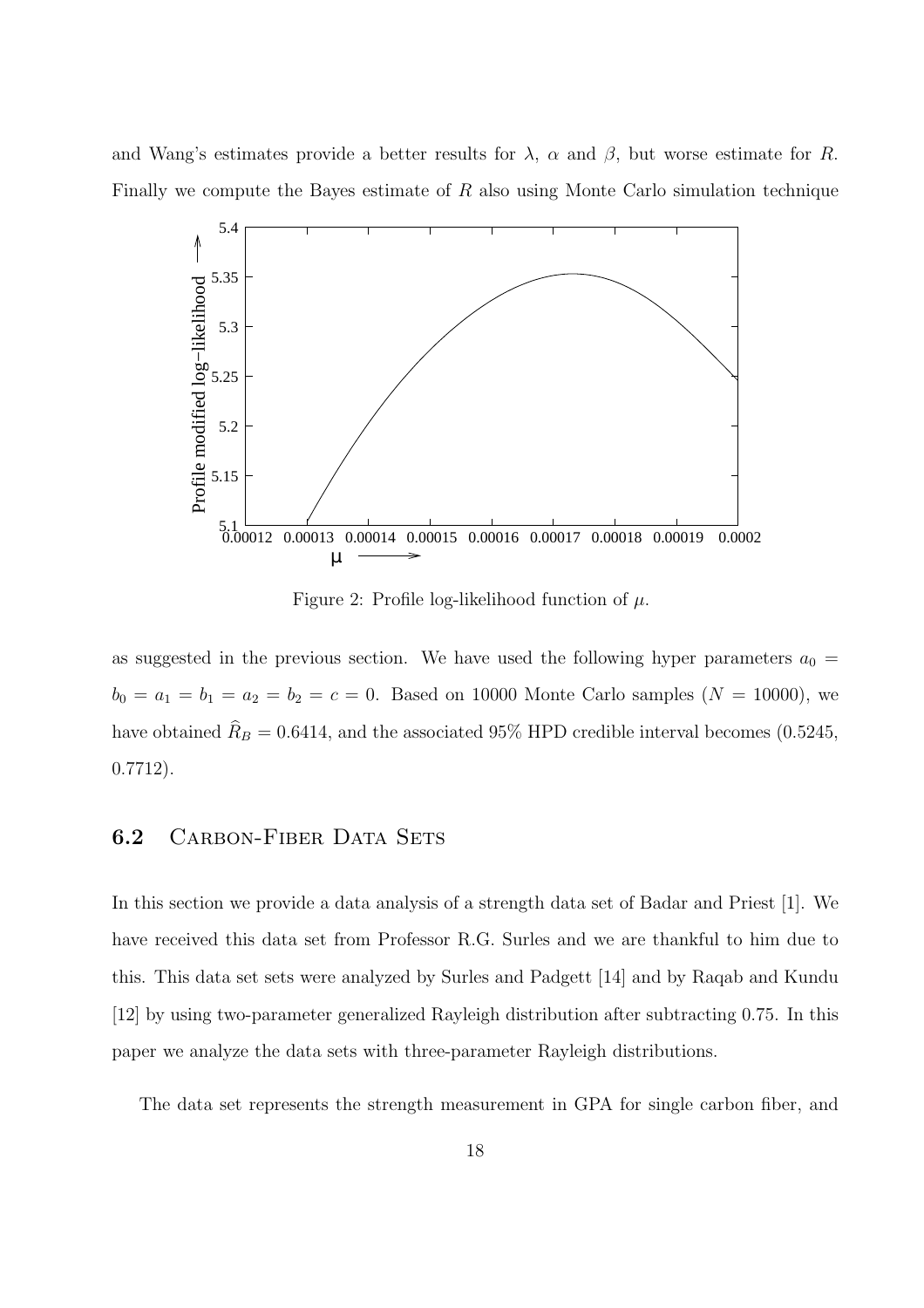and Wang's estimates provide a better results for $\lambda$, $\alpha$ and $\beta$, but worse estimate for $R$. Finally we compute the Bayes estimate of $R$ also using Monte Carlo simulation technique

Figure 2: Profile log-likelihood function of $\mu$.

as suggested in the previous section. We have used the following hyper parameters $a_0 = b_0 = a_1 = b_1 = a_2 = b_2 = c = 0$. Based on 10000 Monte Carlo samples ($N = 10000$), we have obtained $\widehat{R}_B = 0.6414$, and the associated 95% HPD credible interval becomes (0.5245, 0.7712).

### 6.2 Carbon-Fiber Data Sets

In this section we provide a data analysis of a strength data set of Badar and Priest [1]. We have received this data set from Professor R.G. Surles and we are thankful to him due to this. This data set sets were analyzed by Surles and Padgett [14] and by Raqab and Kundu [12] by using two-parameter generalized Rayleigh distribution after subtracting 0.75. In this paper we analyze the data sets with three-parameter Rayleigh distributions.

The data set represents the strength measurement in GPA for single carbon fiber, and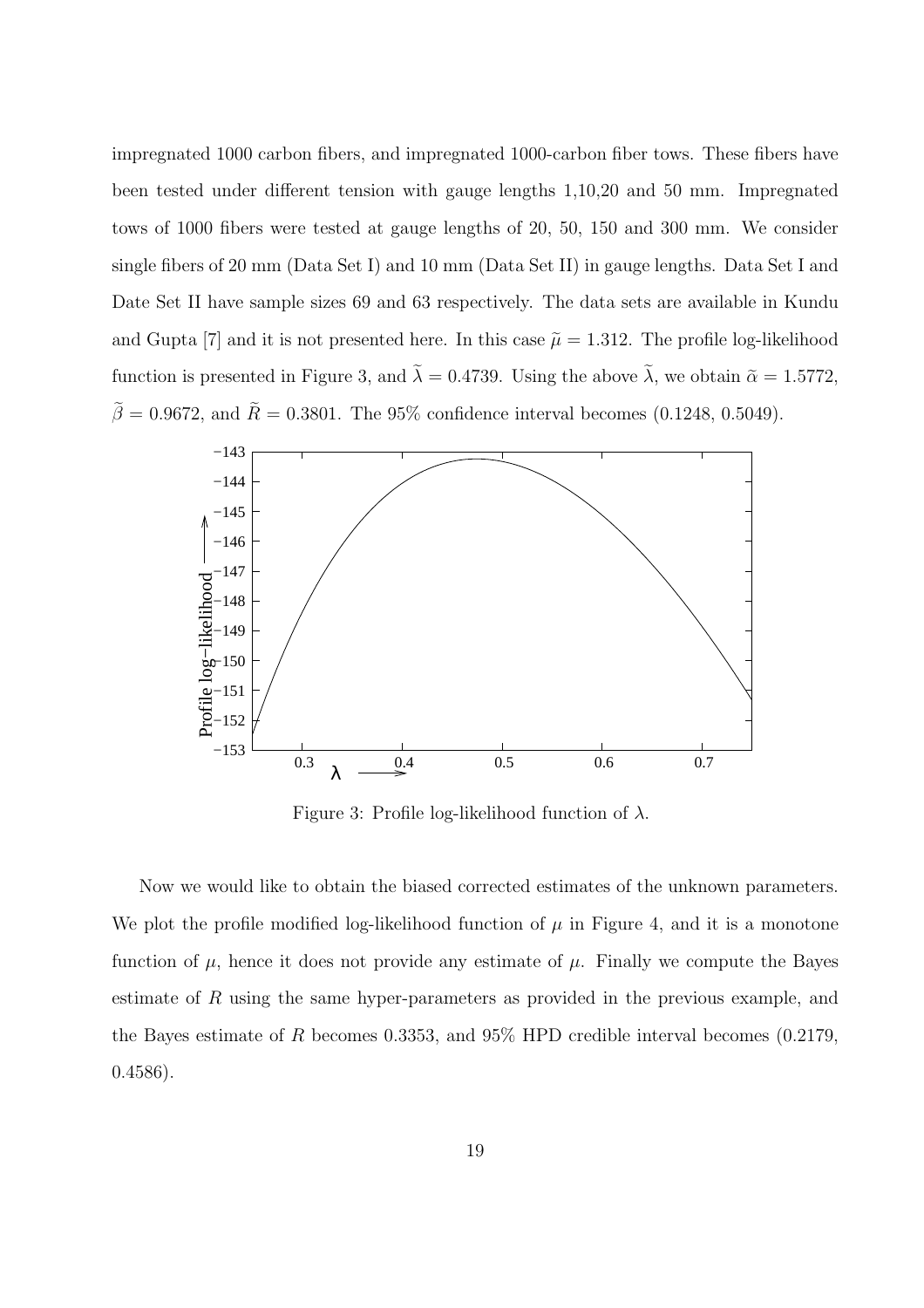impregnated 1000 carbon fibers, and impregnated 1000-carbon fiber tows. These fibers have been tested under different tension with gauge lengths 1,10,20 and 50 mm. Impregnated tows of 1000 fibers were tested at gauge lengths of 20, 50, 150 and 300 mm. We consider single fibers of 20 mm (Data Set I) and 10 mm (Data Set II) in gauge lengths. Data Set I and Date Set II have sample sizes 69 and 63 respectively. The data sets are available in Kundu and Gupta [7] and it is not presented here. In this case $\widetilde{\mu} = 1.312$. The profile log-likelihood function is presented in Figure 3, and $\widetilde{\lambda} = 0.4739$. Using the above $\widetilde{\lambda}$, we obtain $\widetilde{\alpha} = 1.5772$, $\widetilde{\beta} = 0.9672$, and $\widetilde{R} = 0.3801$. The 95% confidence interval becomes (0.1248, 0.5049).

Figure 3: Profile log-likelihood function of $\lambda$.

Now we would like to obtain the biased corrected estimates of the unknown parameters. We plot the profile modified log-likelihood function of $\mu$ in Figure 4, and it is a monotone function of $\mu$, hence it does not provide any estimate of $\mu$. Finally we compute the Bayes estimate of $R$ using the same hyper-parameters as provided in the previous example, and the Bayes estimate of $R$ becomes 0.3353, and 95% HPD credible interval becomes (0.2179, 0.4586).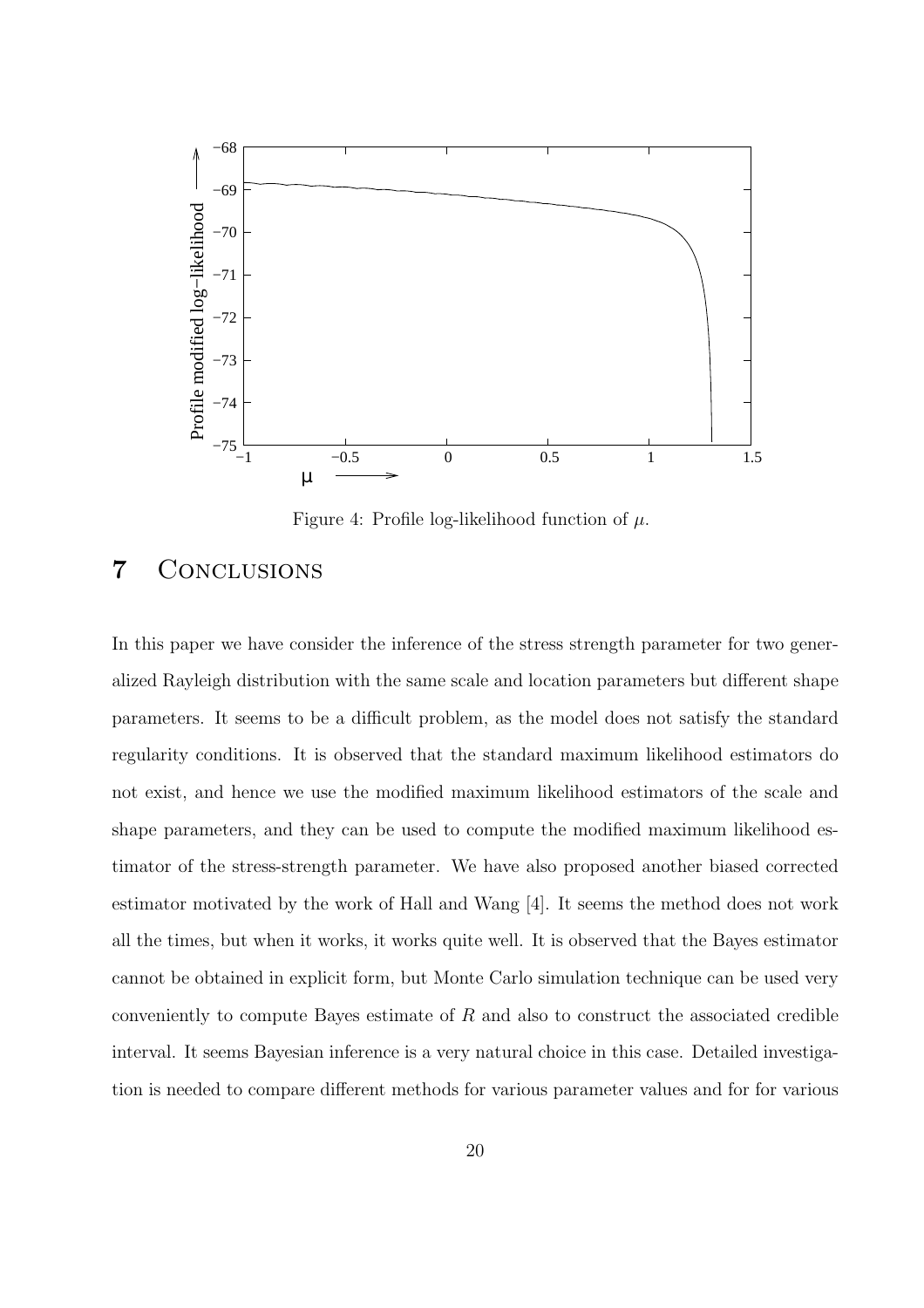Figure 4: Profile log-likelihood function of $\mu$.

## 7 Conclusions

In this paper we have consider the inference of the stress strength parameter for two generalized Rayleigh distribution with the same scale and location parameters but different shape parameters. It seems to be a difficult problem, as the model does not satisfy the standard regularity conditions. It is observed that the standard maximum likelihood estimators do not exist, and hence we use the modified maximum likelihood estimators of the scale and shape parameters, and they can be used to compute the modified maximum likelihood estimator of the stress-strength parameter. We have also proposed another biased corrected estimator motivated by the work of Hall and Wang [4]. It seems the method does not work all the times, but when it works, it works quite well. It is observed that the Bayes estimator cannot be obtained in explicit form, but Monte Carlo simulation technique can be used very conveniently to compute Bayes estimate of $R$ and also to construct the associated credible interval. It seems Bayesian inference is a very natural choice in this case. Detailed investigation is needed to compare different methods for various parameter values and for for various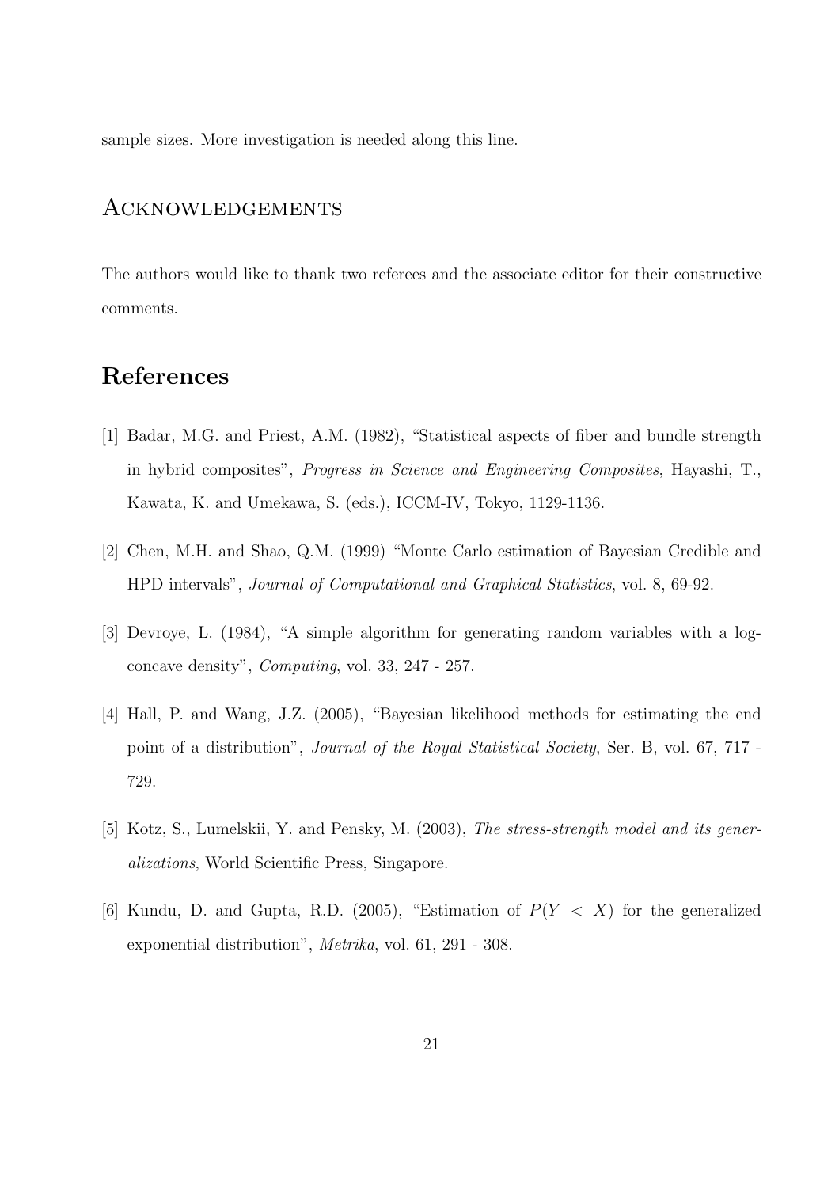sample sizes. More investigation is needed along this line.

## Acknowledgements

The authors would like to thank two referees and the associate editor for their constructive comments.

## References

[1] Badar, M.G. and Priest, A.M. (1982), "Statistical aspects of fiber and bundle strength in hybrid composites", *Progress in Science and Engineering Composites*, Hayashi, T., Kawata, K. and Umekawa, S. (eds.), ICCM-IV, Tokyo, 1129-1136.

[2] Chen, M.H. and Shao, Q.M. (1999) "Monte Carlo estimation of Bayesian Credible and HPD intervals", *Journal of Computational and Graphical Statistics*, vol. 8, 69-92.

[3] Devroye, L. (1984), "A simple algorithm for generating random variables with a log-concave density", *Computing*, vol. 33, 247 - 257.

[4] Hall, P. and Wang, J.Z. (2005), "Bayesian likelihood methods for estimating the end point of a distribution", *Journal of the Royal Statistical Society*, Ser. B, vol. 67, 717 - 729.

[5] Kotz, S., Lumelskii, Y. and Pensky, M. (2003), *The stress-strength model and its generalizations*, World Scientific Press, Singapore.

[6] Kundu, D. and Gupta, R.D. (2005), "Estimation of $P(Y < X)$ for the generalized exponential distribution", *Metrika*, vol. 61, 291 - 308.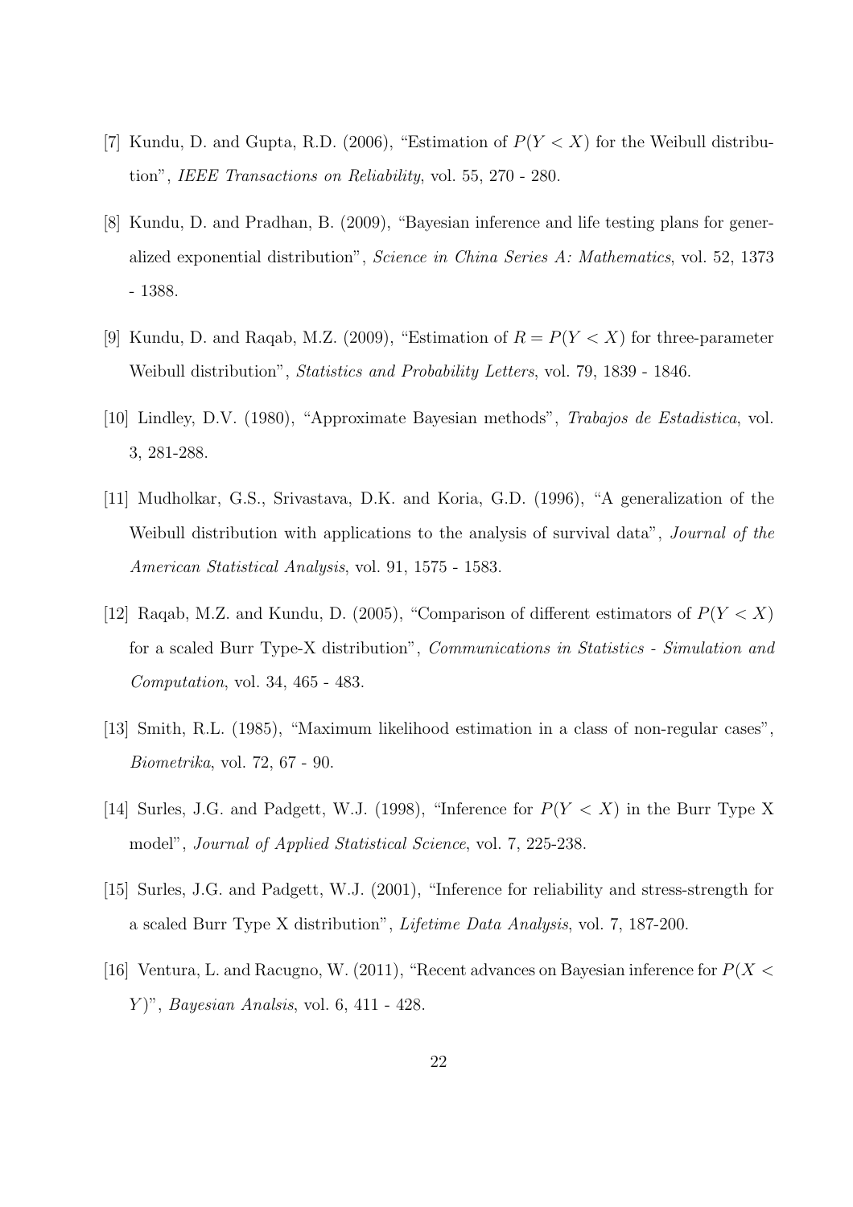[7] Kundu, D. and Gupta, R.D. (2006), "Estimation of $P(Y < X)$ for the Weibull distribution", *IEEE Transactions on Reliability*, vol. 55, 270 - 280.

[8] Kundu, D. and Pradhan, B. (2009), "Bayesian inference and life testing plans for generalized exponential distribution", *Science in China Series A: Mathematics*, vol. 52, 1373 - 1388.

[9] Kundu, D. and Raqab, M.Z. (2009), "Estimation of $R = P(Y < X)$ for three-parameter Weibull distribution", *Statistics and Probability Letters*, vol. 79, 1839 - 1846.

[10] Lindley, D.V. (1980), "Approximate Bayesian methods", *Trabajos de Estadistica*, vol. 3, 281-288.

[11] Mudholkar, G.S., Srivastava, D.K. and Koria, G.D. (1996), "A generalization of the Weibull distribution with applications to the analysis of survival data", *Journal of the American Statistical Analysis*, vol. 91, 1575 - 1583.

[12] Raqab, M.Z. and Kundu, D. (2005), "Comparison of different estimators of $P(Y < X)$ for a scaled Burr Type-X distribution", *Communications in Statistics - Simulation and Computation*, vol. 34, 465 - 483.

[13] Smith, R.L. (1985), "Maximum likelihood estimation in a class of non-regular cases", *Biometrika*, vol. 72, 67 - 90.

[14] Surles, J.G. and Padgett, W.J. (1998), "Inference for $P(Y < X)$ in the Burr Type X model", *Journal of Applied Statistical Science*, vol. 7, 225-238.

[15] Surles, J.G. and Padgett, W.J. (2001), "Inference for reliability and stress-strength for a scaled Burr Type X distribution", *Lifetime Data Analysis*, vol. 7, 187-200.

[16] Ventura, L. and Racugno, W. (2011), "Recent advances on Bayesian inference for $P(X < Y)$", *Bayesian Analsis*, vol. 6, 411 - 428.